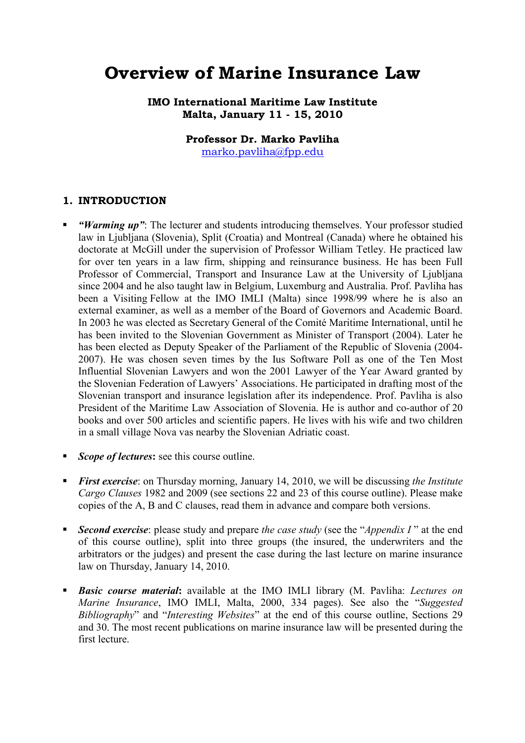# Overview of Marine Insurance Law

**IMO International Maritime Law Institute**
**Malta, January 11 - 15, 2010**

**Professor Dr. Marko Pavliha**
marko.pavliha@fpp.edu

## 1. INTRODUCTION

- ***"Warming up"***: The lecturer and students introducing themselves. Your professor studied law in Ljubljana (Slovenia), Split (Croatia) and Montreal (Canada) where he obtained his doctorate at McGill under the supervision of Professor William Tetley. He practiced law for over ten years in a law firm, shipping and reinsurance business. He has been Full Professor of Commercial, Transport and Insurance Law at the University of Ljubljana since 2004 and he also taught law in Belgium, Luxemburg and Australia. Prof. Pavliha has been a Visiting Fellow at the IMO IMLI (Malta) since 1998/99 where he is also an external examiner, as well as a member of the Board of Governors and Academic Board. In 2003 he was elected as Secretary General of the Comité Maritime International, until he has been invited to the Slovenian Government as Minister of Transport (2004). Later he has been elected as Deputy Speaker of the Parliament of the Republic of Slovenia (2004-2007). He was chosen seven times by the Ius Software Poll as one of the Ten Most Influential Slovenian Lawyers and won the 2001 Lawyer of the Year Award granted by the Slovenian Federation of Lawyers' Associations. He participated in drafting most of the Slovenian transport and insurance legislation after its independence. Prof. Pavliha is also President of the Maritime Law Association of Slovenia. He is author and co-author of 20 books and over 500 articles and scientific papers. He lives with his wife and two children in a small village Nova vas nearby the Slovenian Adriatic coast.

- ***Scope of lectures*****:** see this course outline.

- ***First exercise***: on Thursday morning, January 14, 2010, we will be discussing *the Institute Cargo Clauses* 1982 and 2009 (see sections 22 and 23 of this course outline). Please make copies of the A, B and C clauses, read them in advance and compare both versions.

- ***Second exercise***: please study and prepare *the case study* (see the "*Appendix I* " at the end of this course outline), split into three groups (the insured, the underwriters and the arbitrators or the judges) and present the case during the last lecture on marine insurance law on Thursday, January 14, 2010.

- ***Basic course material*****:** available at the IMO IMLI library (M. Pavliha: *Lectures on Marine Insurance*, IMO IMLI, Malta, 2000, 334 pages). See also the "*Suggested Bibliography*" and "*Interesting Websites*" at the end of this course outline, Sections 29 and 30. The most recent publications on marine insurance law will be presented during the first lecture.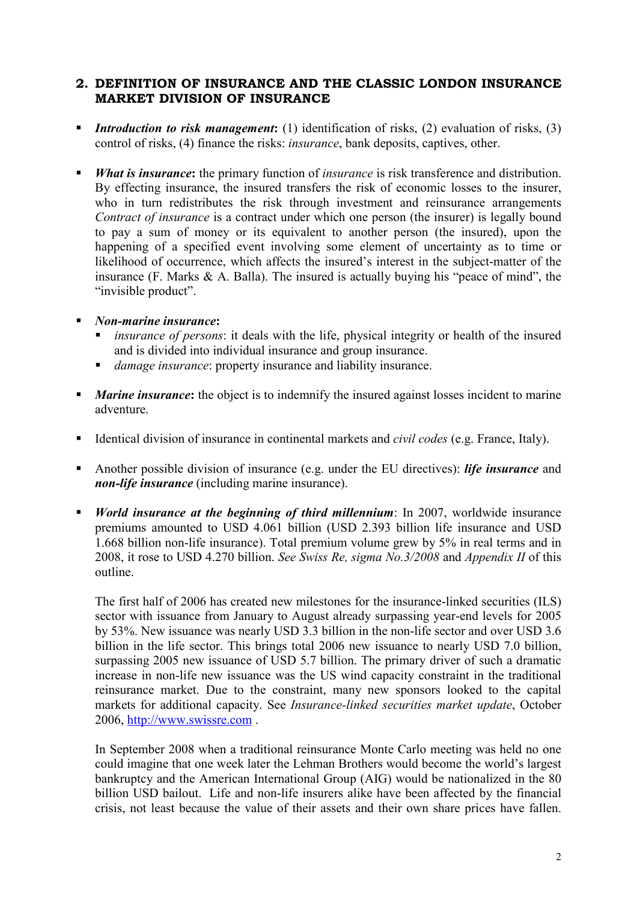## 2. DEFINITION OF INSURANCE AND THE CLASSIC LONDON INSURANCE MARKET DIVISION OF INSURANCE

- ***Introduction to risk management*****:** (1) identification of risks, (2) evaluation of risks, (3) control of risks, (4) finance the risks: *insurance*, bank deposits, captives, other.

- ***What is insurance*****:** the primary function of *insurance* is risk transference and distribution. By effecting insurance, the insured transfers the risk of economic losses to the insurer, who in turn redistributes the risk through investment and reinsurance arrangements *Contract of insurance* is a contract under which one person (the insurer) is legally bound to pay a sum of money or its equivalent to another person (the insured), upon the happening of a specified event involving some element of uncertainty as to time or likelihood of occurrence, which affects the insured's interest in the subject-matter of the insurance (F. Marks & A. Balla). The insured is actually buying his "peace of mind", the "invisible product".

- ***Non-marine insurance*****:**
  - *insurance of persons*: it deals with the life, physical integrity or health of the insured and is divided into individual insurance and group insurance.
  - *damage insurance*: property insurance and liability insurance.

- ***Marine insurance*****:** the object is to indemnify the insured against losses incident to marine adventure.

- Identical division of insurance in continental markets and *civil codes* (e.g. France, Italy).

- Another possible division of insurance (e.g. under the EU directives): ***life insurance*** and ***non-life insurance*** (including marine insurance).

- ***World insurance at the beginning of third millennium***: In 2007, worldwide insurance premiums amounted to USD 4.061 billion (USD 2.393 billion life insurance and USD 1.668 billion non-life insurance). Total premium volume grew by 5% in real terms and in 2008, it rose to USD 4.270 billion. *See Swiss Re, sigma No.3/2008* and *Appendix II* of this outline.

  The first half of 2006 has created new milestones for the insurance-linked securities (ILS) sector with issuance from January to August already surpassing year-end levels for 2005 by 53%. New issuance was nearly USD 3.3 billion in the non-life sector and over USD 3.6 billion in the life sector. This brings total 2006 new issuance to nearly USD 7.0 billion, surpassing 2005 new issuance of USD 5.7 billion. The primary driver of such a dramatic increase in non-life new issuance was the US wind capacity constraint in the traditional reinsurance market. Due to the constraint, many new sponsors looked to the capital markets for additional capacity. See *Insurance-linked securities market update*, October 2006, [http://www.swissre.com](http://www.swissre.com) .

  In September 2008 when a traditional reinsurance Monte Carlo meeting was held no one could imagine that one week later the Lehman Brothers would become the world's largest bankruptcy and the American International Group (AIG) would be nationalized in the 80 billion USD bailout. Life and non-life insurers alike have been affected by the financial crisis, not least because the value of their assets and their own share prices have fallen.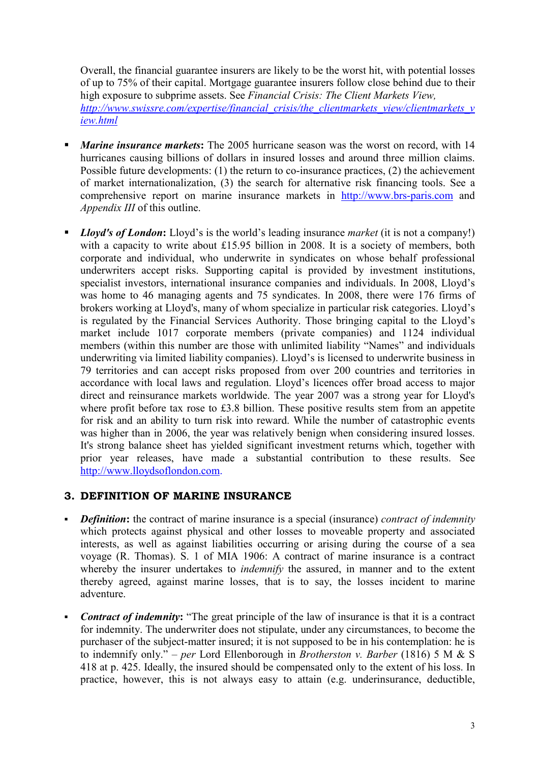Overall, the financial guarantee insurers are likely to be the worst hit, with potential losses of up to 75% of their capital. Mortgage guarantee insurers follow close behind due to their high exposure to subprime assets. See *Financial Crisis: The Client Markets View,* *http://www.swissre.com/expertise/financial_crisis/the_clientmarkets_view/clientmarkets_view.html*

- ***Marine insurance markets*:** The 2005 hurricane season was the worst on record, with 14 hurricanes causing billions of dollars in insured losses and around three million claims. Possible future developments: (1) the return to co-insurance practices, (2) the achievement of market internationalization, (3) the search for alternative risk financing tools. See a comprehensive report on marine insurance markets in http://www.brs-paris.com and *Appendix III* of this outline.

- ***Lloyd's of London*:** Lloyd's is the world's leading insurance *market* (it is not a company!) with a capacity to write about £15.95 billion in 2008. It is a society of members, both corporate and individual, who underwrite in syndicates on whose behalf professional underwriters accept risks. Supporting capital is provided by investment institutions, specialist investors, international insurance companies and individuals. In 2008, Lloyd's was home to 46 managing agents and 75 syndicates. In 2008, there were 176 firms of brokers working at Lloyd's, many of whom specialize in particular risk categories. Lloyd's is regulated by the Financial Services Authority. Those bringing capital to the Lloyd's market include 1017 corporate members (private companies) and 1124 individual members (within this number are those with unlimited liability "Names" and individuals underwriting via limited liability companies). Lloyd's is licensed to underwrite business in 79 territories and can accept risks proposed from over 200 countries and territories in accordance with local laws and regulation. Lloyd's licences offer broad access to major direct and reinsurance markets worldwide. The year 2007 was a strong year for Lloyd's where profit before tax rose to £3.8 billion. These positive results stem from an appetite for risk and an ability to turn risk into reward. While the number of catastrophic events was higher than in 2006, the year was relatively benign when considering insured losses. It's strong balance sheet has yielded significant investment returns which, together with prior year releases, have made a substantial contribution to these results. See http://www.lloydsoflondon.com.

## 3. DEFINITION OF MARINE INSURANCE

- ***Definition*:** the contract of marine insurance is a special (insurance) *contract of indemnity* which protects against physical and other losses to moveable property and associated interests, as well as against liabilities occurring or arising during the course of a sea voyage (R. Thomas). S. 1 of MIA 1906: A contract of marine insurance is a contract whereby the insurer undertakes to *indemnify* the assured, in manner and to the extent thereby agreed, against marine losses, that is to say, the losses incident to marine adventure.

- ***Contract of indemnity*:** "The great principle of the law of insurance is that it is a contract for indemnity. The underwriter does not stipulate, under any circumstances, to become the purchaser of the subject-matter insured; it is not supposed to be in his contemplation: he is to indemnify only." – *per* Lord Ellenborough in *Brotherston v. Barber* (1816) 5 M & S 418 at p. 425. Ideally, the insured should be compensated only to the extent of his loss. In practice, however, this is not always easy to attain (e.g. underinsurance, deductible,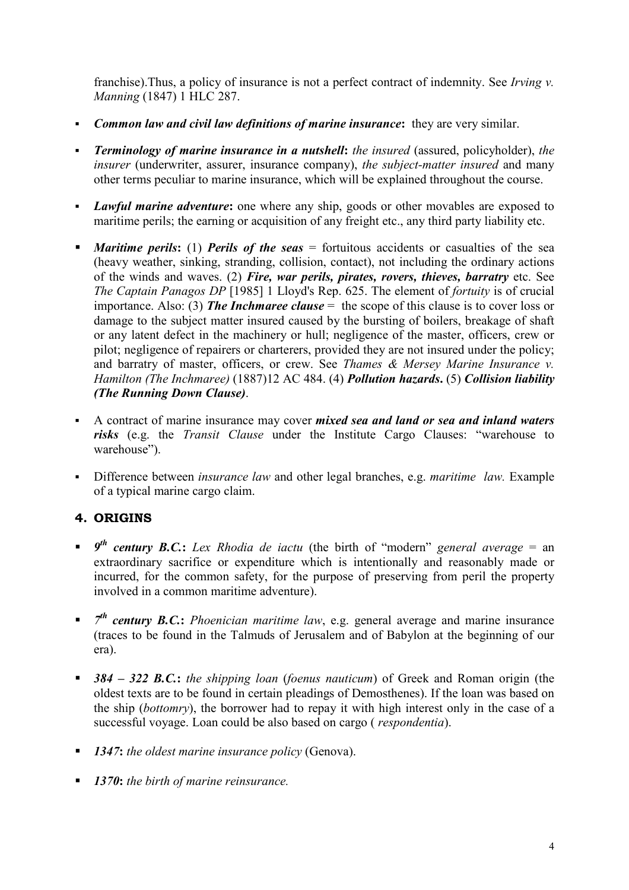franchise).Thus, a policy of insurance is not a perfect contract of indemnity. See *Irving v. Manning* (1847) 1 HLC 287.

- ***Common law and civil law definitions of marine insurance*:** they are very similar.
- ***Terminology of marine insurance in a nutshell*:** *the insured* (assured, policyholder), *the insurer* (underwriter, assurer, insurance company), *the subject-matter insured* and many other terms peculiar to marine insurance, which will be explained throughout the course.
- ***Lawful marine adventure*:** one where any ship, goods or other movables are exposed to maritime perils; the earning or acquisition of any freight etc., any third party liability etc.
- ***Maritime perils*:** (1) ***Perils of the seas*** = fortuitous accidents or casualties of the sea (heavy weather, sinking, stranding, collision, contact), not including the ordinary actions of the winds and waves. (2) ***Fire, war perils, pirates, rovers, thieves, barratry*** etc. See *The Captain Panagos DP* [1985] 1 Lloyd's Rep. 625. The element of *fortuity* is of crucial importance. Also: (3) ***The Inchmaree clause*** = the scope of this clause is to cover loss or damage to the subject matter insured caused by the bursting of boilers, breakage of shaft or any latent defect in the machinery or hull; negligence of the master, officers, crew or pilot; negligence of repairers or charterers, provided they are not insured under the policy; and barratry of master, officers, or crew. See *Thames & Mersey Marine Insurance v. Hamilton (The Inchmaree)* (1887)12 AC 484. (4) ***Pollution hazards***. (5) ***Collision liability (The Running Down Clause)***.
- A contract of marine insurance may cover ***mixed sea and land or sea and inland waters risks*** (e.g. the *Transit Clause* under the Institute Cargo Clauses: "warehouse to warehouse").
- Difference between *insurance law* and other legal branches, e.g. *maritime law.* Example of a typical marine cargo claim.

## 4. ORIGINS

- ***9th century B.C.*:** *Lex Rhodia de iactu* (the birth of "modern" *general average* = an extraordinary sacrifice or expenditure which is intentionally and reasonably made or incurred, for the common safety, for the purpose of preserving from peril the property involved in a common maritime adventure).
- ***7th century B.C.*:** *Phoenician maritime law*, e.g. general average and marine insurance (traces to be found in the Talmuds of Jerusalem and of Babylon at the beginning of our era).
- ***384 – 322 B.C.*:** *the shipping loan* (*foenus nauticum*) of Greek and Roman origin (the oldest texts are to be found in certain pleadings of Demosthenes). If the loan was based on the ship (*bottomry*), the borrower had to repay it with high interest only in the case of a successful voyage. Loan could be also based on cargo ( *respondentia*).
- ***1347*:** *the oldest marine insurance policy* (Genova).
- ***1370*:** *the birth of marine reinsurance.*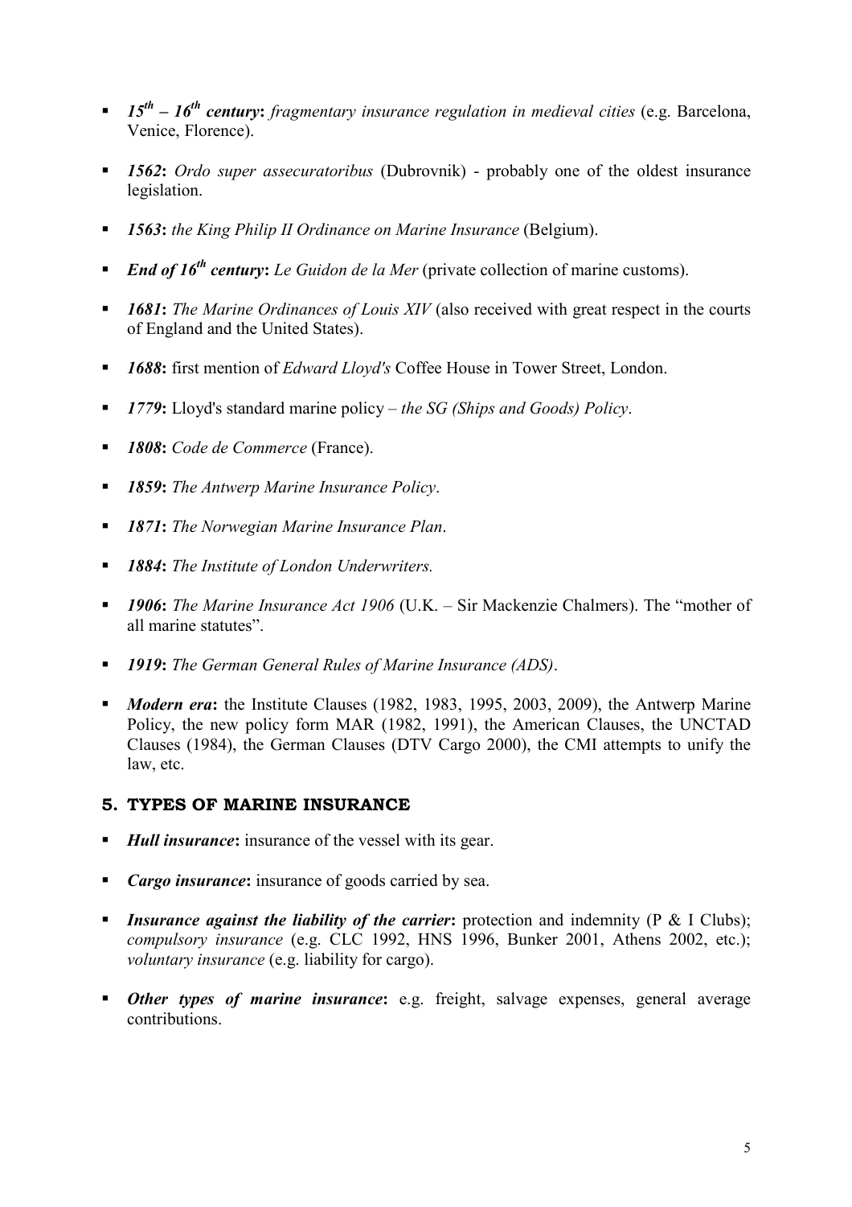- ***15th – 16th century*:** *fragmentary insurance regulation in medieval cities* (e.g. Barcelona, Venice, Florence).

- ***1562*:** *Ordo super assecuratoribus* (Dubrovnik) - probably one of the oldest insurance legislation.

- ***1563*:** *the King Philip II Ordinance on Marine Insurance* (Belgium).

- ***End of 16th century*:** *Le Guidon de la Mer* (private collection of marine customs).

- ***1681*:** *The Marine Ordinances of Louis XIV* (also received with great respect in the courts of England and the United States).

- ***1688*:** first mention of *Edward Lloyd's* Coffee House in Tower Street, London.

- ***1779*:** Lloyd's standard marine policy – *the SG (Ships and Goods) Policy*.

- ***1808*:** *Code de Commerce* (France).

- ***1859*:** *The Antwerp Marine Insurance Policy*.

- ***1871*:** *The Norwegian Marine Insurance Plan*.

- ***1884*:** *The Institute of London Underwriters.*

- ***1906*:** *The Marine Insurance Act 1906* (U.K. – Sir Mackenzie Chalmers). The "mother of all marine statutes".

- ***1919*:** *The German General Rules of Marine Insurance (ADS)*.

- ***Modern era*:** the Institute Clauses (1982, 1983, 1995, 2003, 2009), the Antwerp Marine Policy, the new policy form MAR (1982, 1991), the American Clauses, the UNCTAD Clauses (1984), the German Clauses (DTV Cargo 2000), the CMI attempts to unify the law, etc.

## 5. TYPES OF MARINE INSURANCE

- ***Hull insurance*:** insurance of the vessel with its gear.

- ***Cargo insurance*:** insurance of goods carried by sea.

- ***Insurance against the liability of the carrier*:** protection and indemnity (P & I Clubs); *compulsory insurance* (e.g. CLC 1992, HNS 1996, Bunker 2001, Athens 2002, etc.); *voluntary insurance* (e.g. liability for cargo).

- ***Other types of marine insurance*:** e.g. freight, salvage expenses, general average contributions.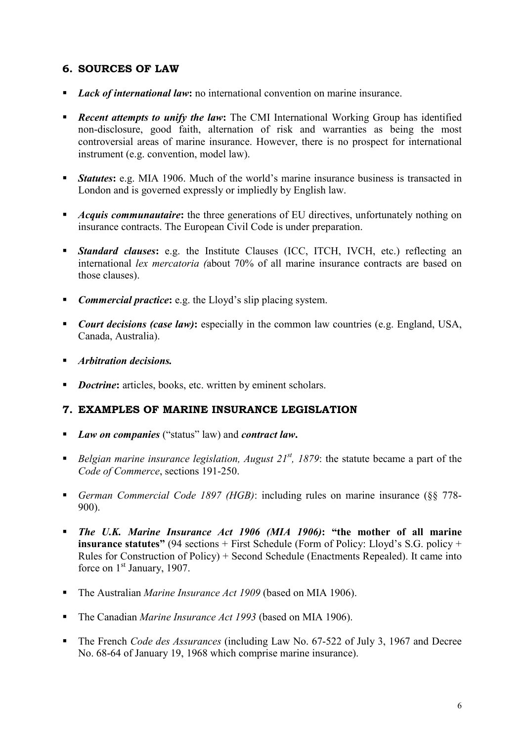## 6. SOURCES OF LAW

- ***Lack of international law*:** no international convention on marine insurance.
- ***Recent attempts to unify the law*:** The CMI International Working Group has identified non-disclosure, good faith, alternation of risk and warranties as being the most controversial areas of marine insurance. However, there is no prospect for international instrument (e.g. convention, model law).
- ***Statutes*:** e.g. MIA 1906. Much of the world's marine insurance business is transacted in London and is governed expressly or impliedly by English law.
- ***Acquis communautaire*:** the three generations of EU directives, unfortunately nothing on insurance contracts. The European Civil Code is under preparation.
- ***Standard clauses*:** e.g. the Institute Clauses (ICC, ITCH, IVCH, etc.) reflecting an international *lex mercatoria (*about 70% of all marine insurance contracts are based on those clauses).
- ***Commercial practice*:** e.g. the Lloyd's slip placing system.
- ***Court decisions (case law)*:** especially in the common law countries (e.g. England, USA, Canada, Australia).
- ***Arbitration decisions.***
- ***Doctrine*:** articles, books, etc. written by eminent scholars.

## 7. EXAMPLES OF MARINE INSURANCE LEGISLATION

- ***Law on companies*** ("status" law) and ***contract law*.**
- *Belgian marine insurance legislation, August 21st, 1879*: the statute became a part of the *Code of Commerce*, sections 191-250.
- *German Commercial Code 1897 (HGB)*: including rules on marine insurance (§§ 778-900).
- ***The U.K. Marine Insurance Act 1906 (MIA 1906)*: "the mother of all marine insurance statutes"** (94 sections + First Schedule (Form of Policy: Lloyd's S.G. policy + Rules for Construction of Policy) + Second Schedule (Enactments Repealed). It came into force on 1st January, 1907.
- The Australian *Marine Insurance Act 1909* (based on MIA 1906).
- The Canadian *Marine Insurance Act 1993* (based on MIA 1906).
- The French *Code des Assurances* (including Law No. 67-522 of July 3, 1967 and Decree No. 68-64 of January 19, 1968 which comprise marine insurance).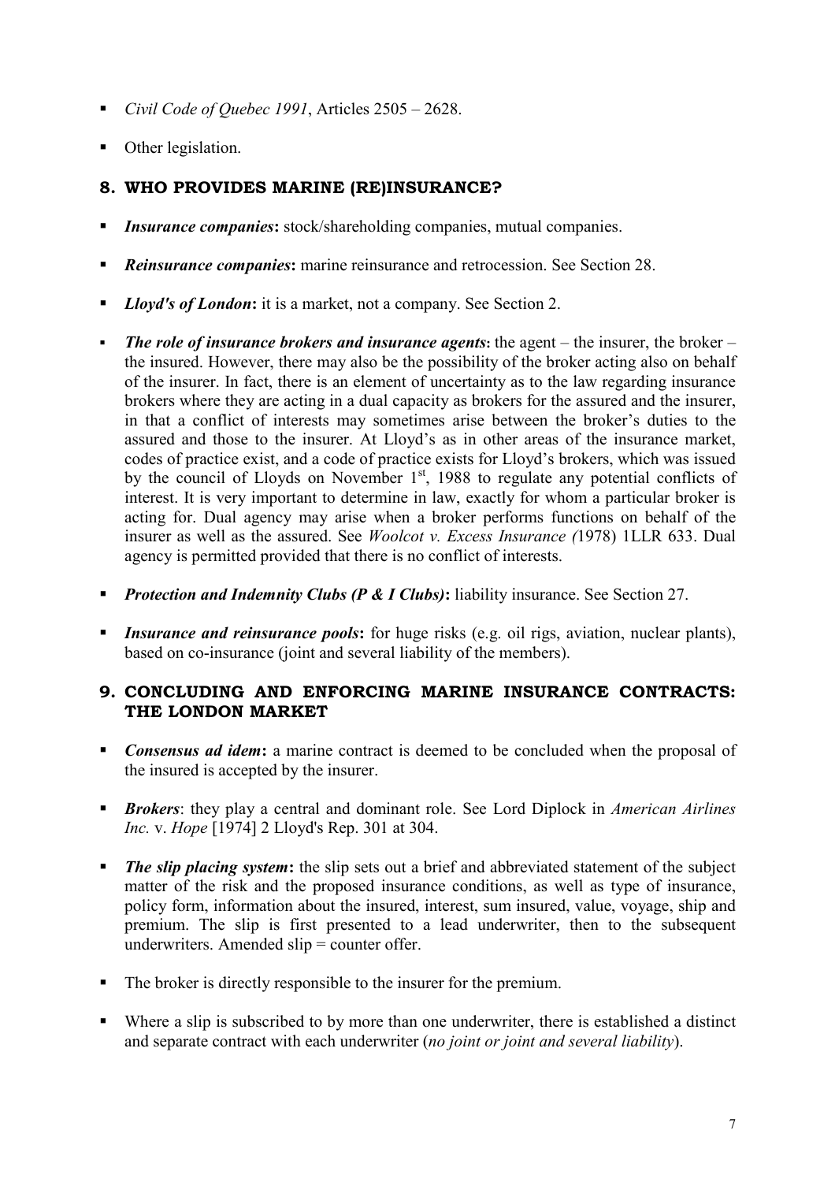- *Civil Code of Quebec 1991*, Articles 2505 – 2628.
- Other legislation.

## 8. WHO PROVIDES MARINE (RE)INSURANCE?

- ***Insurance companies*:** stock/shareholding companies, mutual companies.
- ***Reinsurance companies*:** marine reinsurance and retrocession. See Section 28.
- ***Lloyd's of London*:** it is a market, not a company. See Section 2.
- ***The role of insurance brokers and insurance agents*:** the agent – the insurer, the broker – the insured. However, there may also be the possibility of the broker acting also on behalf of the insurer. In fact, there is an element of uncertainty as to the law regarding insurance brokers where they are acting in a dual capacity as brokers for the assured and the insurer, in that a conflict of interests may sometimes arise between the broker's duties to the assured and those to the insurer. At Lloyd's as in other areas of the insurance market, codes of practice exist, and a code of practice exists for Lloyd's brokers, which was issued by the council of Lloyds on November 1st, 1988 to regulate any potential conflicts of interest. It is very important to determine in law, exactly for whom a particular broker is acting for. Dual agency may arise when a broker performs functions on behalf of the insurer as well as the assured. See *Woolcot v. Excess Insurance (*1978) 1LLR 633. Dual agency is permitted provided that there is no conflict of interests.
- ***Protection and Indemnity Clubs (P & I Clubs)*:** liability insurance. See Section 27.
- ***Insurance and reinsurance pools*:** for huge risks (e.g. oil rigs, aviation, nuclear plants), based on co-insurance (joint and several liability of the members).

## 9. CONCLUDING AND ENFORCING MARINE INSURANCE CONTRACTS: THE LONDON MARKET

- ***Consensus ad idem*:** a marine contract is deemed to be concluded when the proposal of the insured is accepted by the insurer.
- ***Brokers***: they play a central and dominant role. See Lord Diplock in *American Airlines Inc.* v. *Hope* [1974] 2 Lloyd's Rep. 301 at 304.
- ***The slip placing system*:** the slip sets out a brief and abbreviated statement of the subject matter of the risk and the proposed insurance conditions, as well as type of insurance, policy form, information about the insured, interest, sum insured, value, voyage, ship and premium. The slip is first presented to a lead underwriter, then to the subsequent underwriters. Amended slip = counter offer.
- The broker is directly responsible to the insurer for the premium.
- Where a slip is subscribed to by more than one underwriter, there is established a distinct and separate contract with each underwriter (*no joint or joint and several liability*).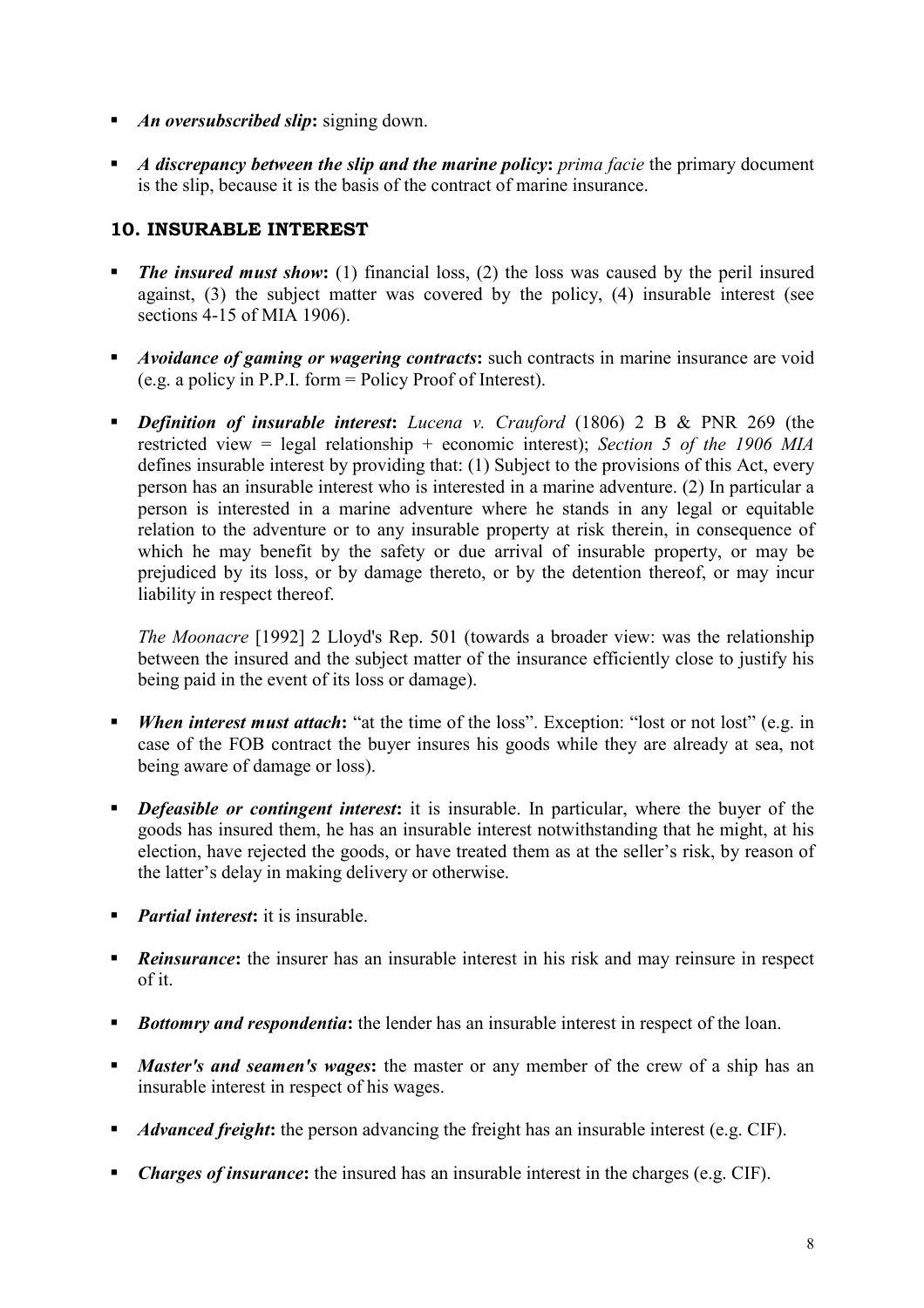- ***An oversubscribed slip*****:** signing down.

- ***A discrepancy between the slip and the marine policy*****:** *prima facie* the primary document is the slip, because it is the basis of the contract of marine insurance.

## 10. INSURABLE INTEREST

- ***The insured must show*****:** (1) financial loss, (2) the loss was caused by the peril insured against, (3) the subject matter was covered by the policy, (4) insurable interest (see sections 4-15 of MIA 1906).

- ***Avoidance of gaming or wagering contracts*****:** such contracts in marine insurance are void (e.g. a policy in P.P.I. form = Policy Proof of Interest).

- ***Definition of insurable interest*****:** *Lucena v. Crauford* (1806) 2 B & PNR 269 (the restricted view = legal relationship + economic interest); *Section 5 of the 1906 MIA* defines insurable interest by providing that: (1) Subject to the provisions of this Act, every person has an insurable interest who is interested in a marine adventure. (2) In particular a person is interested in a marine adventure where he stands in any legal or equitable relation to the adventure or to any insurable property at risk therein, in consequence of which he may benefit by the safety or due arrival of insurable property, or may be prejudiced by its loss, or by damage thereto, or by the detention thereof, or may incur liability in respect thereof.

  *The Moonacre* [1992] 2 Lloyd's Rep. 501 (towards a broader view: was the relationship between the insured and the subject matter of the insurance efficiently close to justify his being paid in the event of its loss or damage).

- ***When interest must attach*****:** "at the time of the loss". Exception: "lost or not lost" (e.g. in case of the FOB contract the buyer insures his goods while they are already at sea, not being aware of damage or loss).

- ***Defeasible or contingent interest*****:** it is insurable. In particular, where the buyer of the goods has insured them, he has an insurable interest notwithstanding that he might, at his election, have rejected the goods, or have treated them as at the seller's risk, by reason of the latter's delay in making delivery or otherwise.

- ***Partial interest*****:** it is insurable.

- ***Reinsurance*****:** the insurer has an insurable interest in his risk and may reinsure in respect of it.

- ***Bottomry and respondentia*****:** the lender has an insurable interest in respect of the loan.

- ***Master's and seamen's wages*****:** the master or any member of the crew of a ship has an insurable interest in respect of his wages.

- ***Advanced freight*****:** the person advancing the freight has an insurable interest (e.g. CIF).

- ***Charges of insurance*****:** the insured has an insurable interest in the charges (e.g. CIF).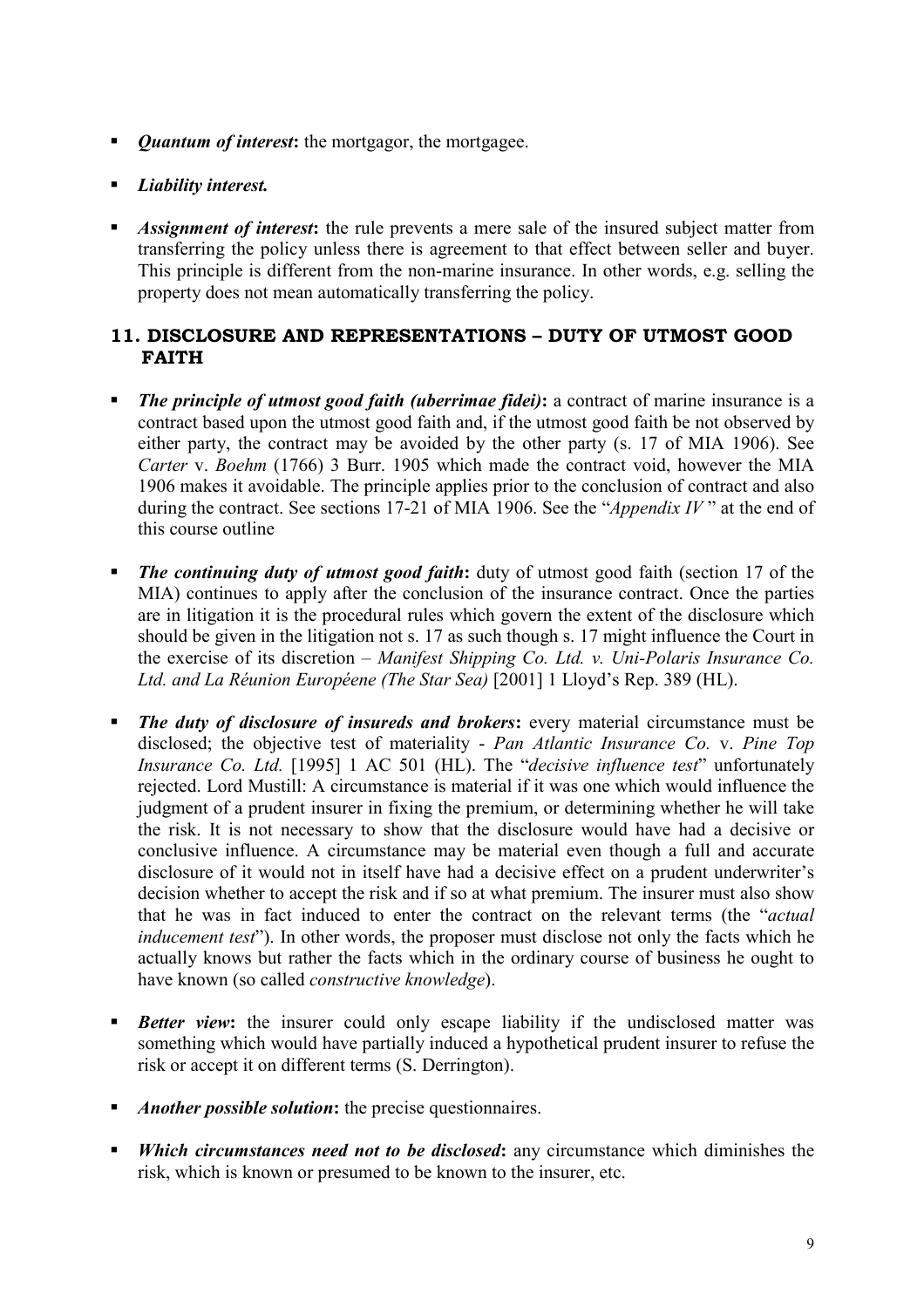- ***Quantum of interest*:** the mortgagor, the mortgagee.

- ***Liability interest.***

- ***Assignment of interest*:** the rule prevents a mere sale of the insured subject matter from transferring the policy unless there is agreement to that effect between seller and buyer. This principle is different from the non-marine insurance. In other words, e.g. selling the property does not mean automatically transferring the policy.

## 11. DISCLOSURE AND REPRESENTATIONS – DUTY OF UTMOST GOOD FAITH

- ***The principle of utmost good faith (uberrimae fidei)*:** a contract of marine insurance is a contract based upon the utmost good faith and, if the utmost good faith be not observed by either party, the contract may be avoided by the other party (s. 17 of MIA 1906). See *Carter* v. *Boehm* (1766) 3 Burr. 1905 which made the contract void, however the MIA 1906 makes it avoidable. The principle applies prior to the conclusion of contract and also during the contract. See sections 17-21 of MIA 1906. See the "*Appendix IV* " at the end of this course outline

- ***The continuing duty of utmost good faith*:** duty of utmost good faith (section 17 of the MIA) continues to apply after the conclusion of the insurance contract. Once the parties are in litigation it is the procedural rules which govern the extent of the disclosure which should be given in the litigation not s. 17 as such though s. 17 might influence the Court in the exercise of its discretion – *Manifest Shipping Co. Ltd. v. Uni-Polaris Insurance Co. Ltd. and La Réunion Européene (The Star Sea)* [2001] 1 Lloyd's Rep. 389 (HL).

- ***The duty of disclosure of insureds and brokers*:** every material circumstance must be disclosed; the objective test of materiality - *Pan Atlantic Insurance Co.* v. *Pine Top Insurance Co. Ltd.* [1995] 1 AC 501 (HL). The "*decisive influence test*" unfortunately rejected. Lord Mustill: A circumstance is material if it was one which would influence the judgment of a prudent insurer in fixing the premium, or determining whether he will take the risk. It is not necessary to show that the disclosure would have had a decisive or conclusive influence. A circumstance may be material even though a full and accurate disclosure of it would not in itself have had a decisive effect on a prudent underwriter's decision whether to accept the risk and if so at what premium. The insurer must also show that he was in fact induced to enter the contract on the relevant terms (the "*actual inducement test*"). In other words, the proposer must disclose not only the facts which he actually knows but rather the facts which in the ordinary course of business he ought to have known (so called *constructive knowledge*).

- ***Better view*:** the insurer could only escape liability if the undisclosed matter was something which would have partially induced a hypothetical prudent insurer to refuse the risk or accept it on different terms (S. Derrington).

- ***Another possible solution*:** the precise questionnaires.

- ***Which circumstances need not to be disclosed*:** any circumstance which diminishes the risk, which is known or presumed to be known to the insurer, etc.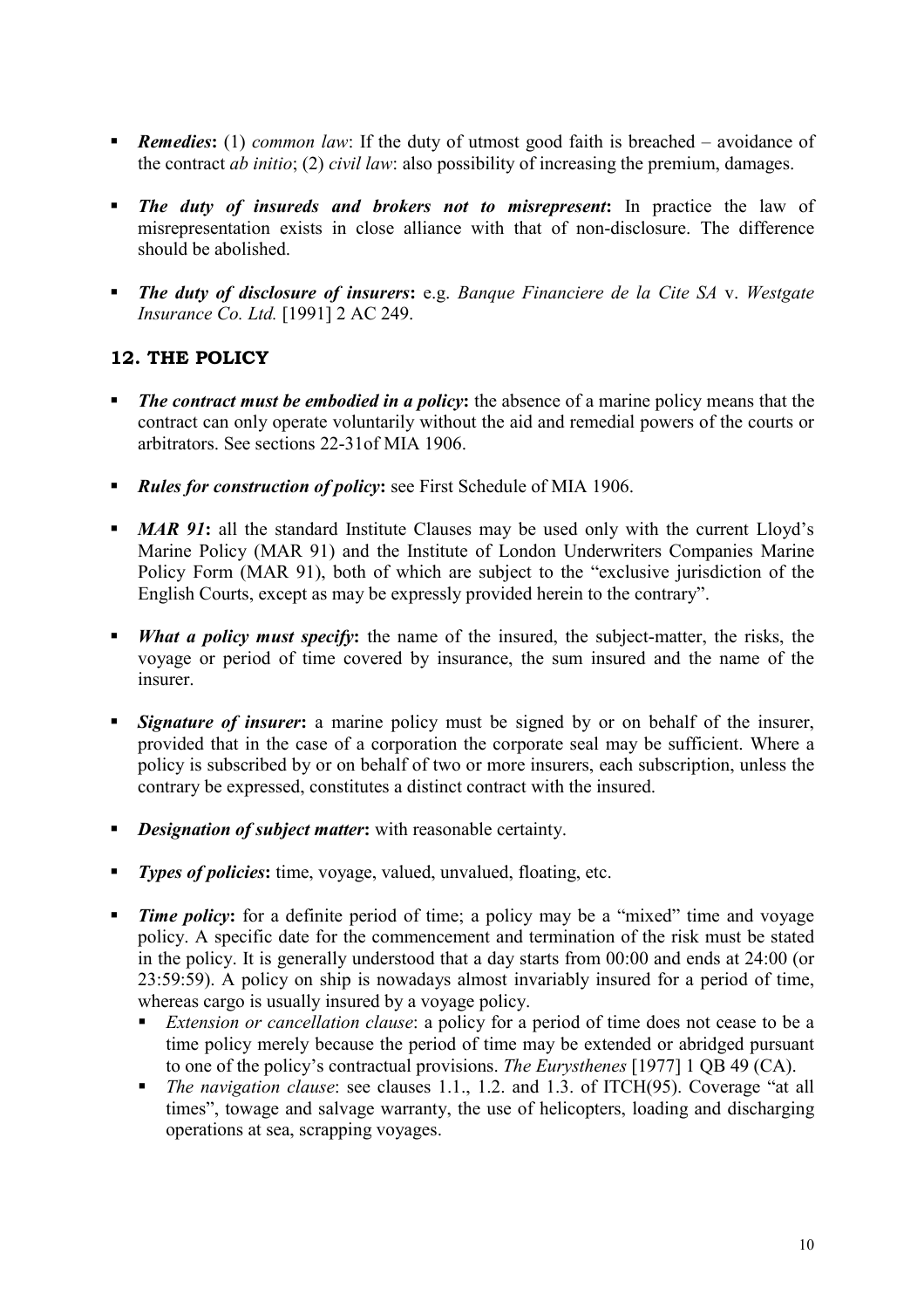- ***Remedies*:** (1) *common law*: If the duty of utmost good faith is breached – avoidance of the contract *ab initio*; (2) *civil law*: also possibility of increasing the premium, damages.

- ***The duty of insureds and brokers not to misrepresent*:** In practice the law of misrepresentation exists in close alliance with that of non-disclosure. The difference should be abolished.

- ***The duty of disclosure of insurers*:** e.g. *Banque Financiere de la Cite SA* v. *Westgate Insurance Co. Ltd.* [1991] 2 AC 249.

## 12. THE POLICY

- ***The contract must be embodied in a policy*:** the absence of a marine policy means that the contract can only operate voluntarily without the aid and remedial powers of the courts or arbitrators. See sections 22-31of MIA 1906.

- ***Rules for construction of policy*:** see First Schedule of MIA 1906.

- ***MAR 91*:** all the standard Institute Clauses may be used only with the current Lloyd's Marine Policy (MAR 91) and the Institute of London Underwriters Companies Marine Policy Form (MAR 91), both of which are subject to the "exclusive jurisdiction of the English Courts, except as may be expressly provided herein to the contrary".

- ***What a policy must specify*:** the name of the insured, the subject-matter, the risks, the voyage or period of time covered by insurance, the sum insured and the name of the insurer.

- ***Signature of insurer*:** a marine policy must be signed by or on behalf of the insurer, provided that in the case of a corporation the corporate seal may be sufficient. Where a policy is subscribed by or on behalf of two or more insurers, each subscription, unless the contrary be expressed, constitutes a distinct contract with the insured.

- ***Designation of subject matter*:** with reasonable certainty.

- ***Types of policies*:** time, voyage, valued, unvalued, floating, etc.

- ***Time policy*:** for a definite period of time; a policy may be a "mixed" time and voyage policy. A specific date for the commencement and termination of the risk must be stated in the policy. It is generally understood that a day starts from 00:00 and ends at 24:00 (or 23:59:59). A policy on ship is nowadays almost invariably insured for a period of time, whereas cargo is usually insured by a voyage policy.
  - *Extension or cancellation clause*: a policy for a period of time does not cease to be a time policy merely because the period of time may be extended or abridged pursuant to one of the policy's contractual provisions. *The Eurysthenes* [1977] 1 QB 49 (CA).
  - *The navigation clause*: see clauses 1.1., 1.2. and 1.3. of ITCH(95). Coverage "at all times", towage and salvage warranty, the use of helicopters, loading and discharging operations at sea, scrapping voyages.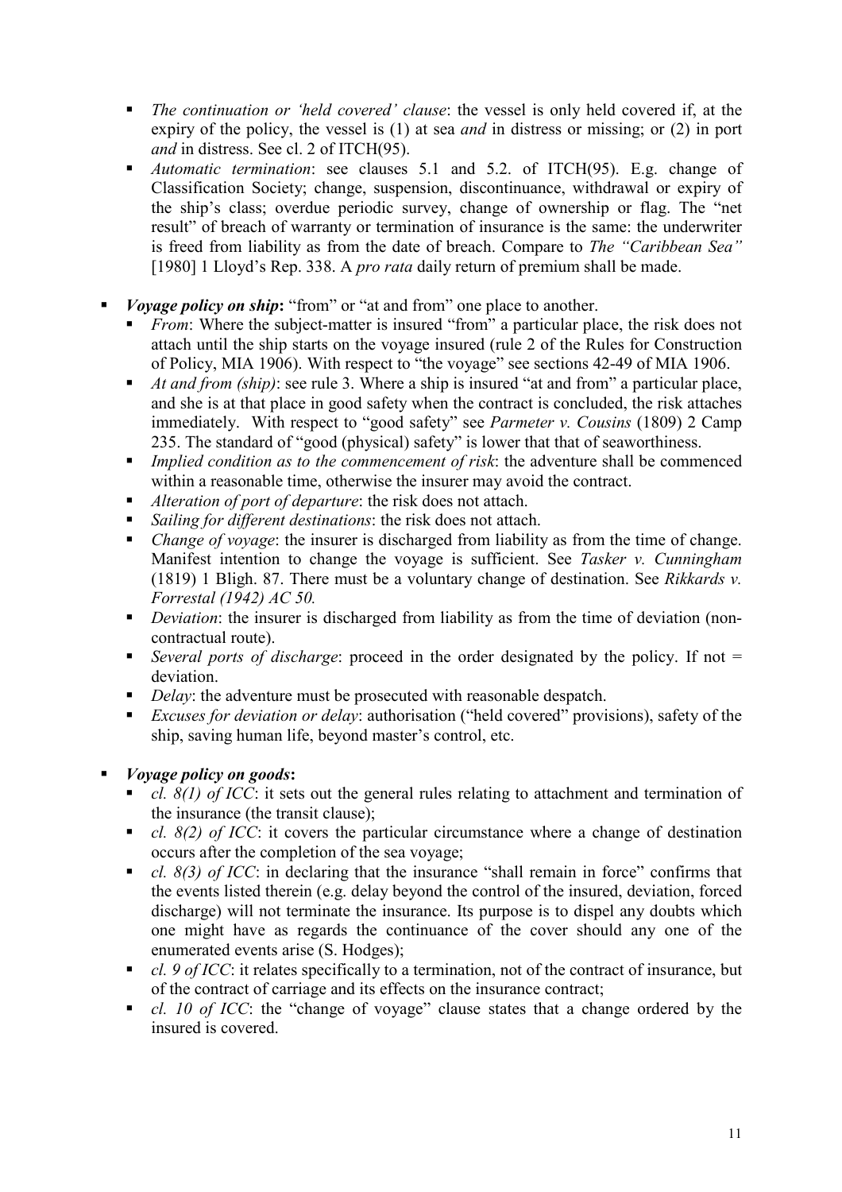- *The continuation or 'held covered' clause*: the vessel is only held covered if, at the expiry of the policy, the vessel is (1) at sea *and* in distress or missing; or (2) in port *and* in distress. See cl. 2 of ITCH(95).
- *Automatic termination*: see clauses 5.1 and 5.2. of ITCH(95). E.g. change of Classification Society; change, suspension, discontinuance, withdrawal or expiry of the ship's class; overdue periodic survey, change of ownership or flag. The "net result" of breach of warranty or termination of insurance is the same: the underwriter is freed from liability as from the date of breach. Compare to *The "Caribbean Sea"* [1980] 1 Lloyd's Rep. 338. A *pro rata* daily return of premium shall be made.

- ***Voyage policy on ship*:** "from" or "at and from" one place to another.
  - *From*: Where the subject-matter is insured "from" a particular place, the risk does not attach until the ship starts on the voyage insured (rule 2 of the Rules for Construction of Policy, MIA 1906). With respect to "the voyage" see sections 42-49 of MIA 1906.
  - *At and from (ship)*: see rule 3. Where a ship is insured "at and from" a particular place, and she is at that place in good safety when the contract is concluded, the risk attaches immediately. With respect to "good safety" see *Parmeter v. Cousins* (1809) 2 Camp 235. The standard of "good (physical) safety" is lower that that of seaworthiness.
  - *Implied condition as to the commencement of risk*: the adventure shall be commenced within a reasonable time, otherwise the insurer may avoid the contract.
  - *Alteration of port of departure*: the risk does not attach.
  - *Sailing for different destinations*: the risk does not attach.
  - *Change of voyage*: the insurer is discharged from liability as from the time of change. Manifest intention to change the voyage is sufficient. See *Tasker v. Cunningham* (1819) 1 Bligh. 87. There must be a voluntary change of destination. See *Rikkards v. Forrestal (1942) AC 50.*
  - *Deviation*: the insurer is discharged from liability as from the time of deviation (non-contractual route).
  - *Several ports of discharge*: proceed in the order designated by the policy. If not = deviation.
  - *Delay*: the adventure must be prosecuted with reasonable despatch.
  - *Excuses for deviation or delay*: authorisation ("held covered" provisions), safety of the ship, saving human life, beyond master's control, etc.

- ***Voyage policy on goods*:**
  - *cl. 8(1) of ICC*: it sets out the general rules relating to attachment and termination of the insurance (the transit clause);
  - *cl. 8(2) of ICC*: it covers the particular circumstance where a change of destination occurs after the completion of the sea voyage;
  - *cl. 8(3) of ICC*: in declaring that the insurance "shall remain in force" confirms that the events listed therein (e.g. delay beyond the control of the insured, deviation, forced discharge) will not terminate the insurance. Its purpose is to dispel any doubts which one might have as regards the continuance of the cover should any one of the enumerated events arise (S. Hodges);
  - *cl. 9 of ICC*: it relates specifically to a termination, not of the contract of insurance, but of the contract of carriage and its effects on the insurance contract;
  - *cl. 10 of ICC*: the "change of voyage" clause states that a change ordered by the insured is covered.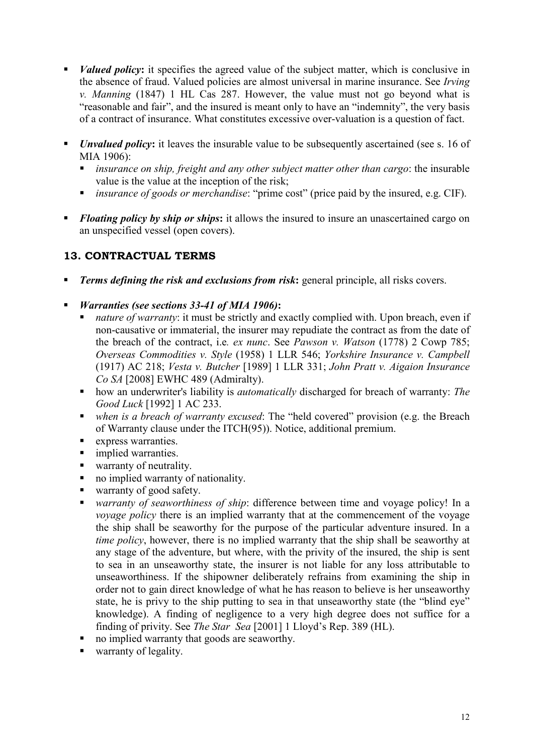- ***Valued policy*:** it specifies the agreed value of the subject matter, which is conclusive in the absence of fraud. Valued policies are almost universal in marine insurance. See *Irving v. Manning* (1847) 1 HL Cas 287. However, the value must not go beyond what is "reasonable and fair", and the insured is meant only to have an "indemnity", the very basis of a contract of insurance. What constitutes excessive over-valuation is a question of fact.

- ***Unvalued policy*:** it leaves the insurable value to be subsequently ascertained (see s. 16 of MIA 1906):
  - *insurance on ship, freight and any other subject matter other than cargo*: the insurable value is the value at the inception of the risk;
  - *insurance of goods or merchandise*: "prime cost" (price paid by the insured, e.g. CIF).

- ***Floating policy by ship or ships*:** it allows the insured to insure an unascertained cargo on an unspecified vessel (open covers).

## 13. CONTRACTUAL TERMS

- ***Terms defining the risk and exclusions from risk*:** general principle, all risks covers.

- ***Warranties (see sections 33-41 of MIA 1906)*:**
  - *nature of warranty*: it must be strictly and exactly complied with. Upon breach, even if non-causative or immaterial, the insurer may repudiate the contract as from the date of the breach of the contract, i.e. *ex nunc*. See *Pawson v. Watson* (1778) 2 Cowp 785; *Overseas Commodities v. Style* (1958) 1 LLR 546; *Yorkshire Insurance v. Campbell* (1917) AC 218; *Vesta v. Butcher* [1989] 1 LLR 331; *John Pratt v. Aigaion Insurance Co SA* [2008] EWHC 489 (Admiralty).
  - how an underwriter's liability is *automatically* discharged for breach of warranty: *The Good Luck* [1992] 1 AC 233.
  - *when is a breach of warranty excused*: The "held covered" provision (e.g. the Breach of Warranty clause under the ITCH(95)). Notice, additional premium.
  - express warranties.
  - implied warranties.
  - warranty of neutrality.
  - no implied warranty of nationality.
  - warranty of good safety.
  - *warranty of seaworthiness of ship*: difference between time and voyage policy! In a *voyage policy* there is an implied warranty that at the commencement of the voyage the ship shall be seaworthy for the purpose of the particular adventure insured. In a *time policy*, however, there is no implied warranty that the ship shall be seaworthy at any stage of the adventure, but where, with the privity of the insured, the ship is sent to sea in an unseaworthy state, the insurer is not liable for any loss attributable to unseaworthiness. If the shipowner deliberately refrains from examining the ship in order not to gain direct knowledge of what he has reason to believe is her unseaworthy state, he is privy to the ship putting to sea in that unseaworthy state (the "blind eye" knowledge). A finding of negligence to a very high degree does not suffice for a finding of privity. See *The Star Sea* [2001] 1 Lloyd's Rep. 389 (HL).
  - no implied warranty that goods are seaworthy.
  - warranty of legality.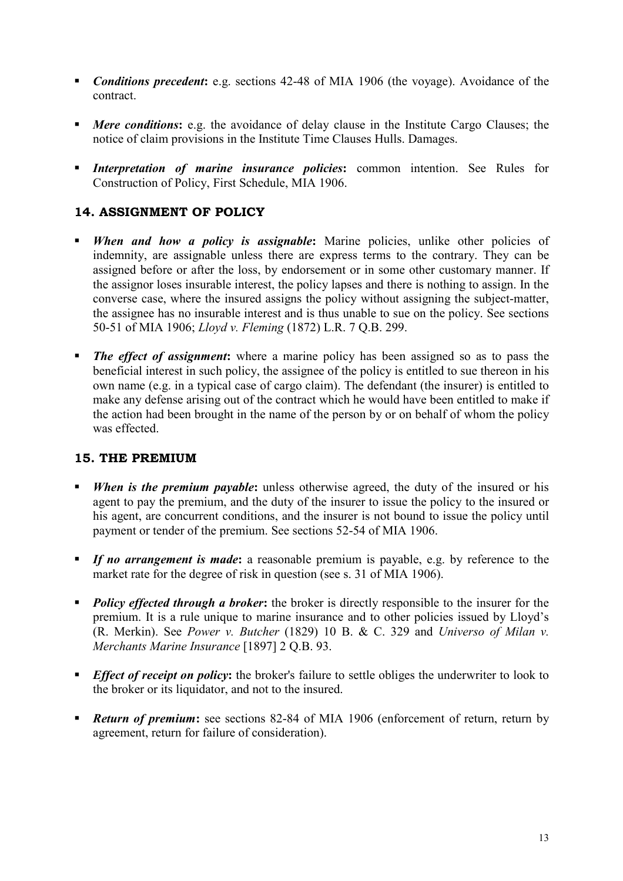- ***Conditions precedent*:** e.g. sections 42-48 of MIA 1906 (the voyage). Avoidance of the contract.

- ***Mere conditions*:** e.g. the avoidance of delay clause in the Institute Cargo Clauses; the notice of claim provisions in the Institute Time Clauses Hulls. Damages.

- ***Interpretation of marine insurance policies*:** common intention. See Rules for Construction of Policy, First Schedule, MIA 1906.

## 14. ASSIGNMENT OF POLICY

- ***When and how a policy is assignable*:** Marine policies, unlike other policies of indemnity, are assignable unless there are express terms to the contrary. They can be assigned before or after the loss, by endorsement or in some other customary manner. If the assignor loses insurable interest, the policy lapses and there is nothing to assign. In the converse case, where the insured assigns the policy without assigning the subject-matter, the assignee has no insurable interest and is thus unable to sue on the policy. See sections 50-51 of MIA 1906; *Lloyd v. Fleming* (1872) L.R. 7 Q.B. 299.

- ***The effect of assignment*:** where a marine policy has been assigned so as to pass the beneficial interest in such policy, the assignee of the policy is entitled to sue thereon in his own name (e.g. in a typical case of cargo claim). The defendant (the insurer) is entitled to make any defense arising out of the contract which he would have been entitled to make if the action had been brought in the name of the person by or on behalf of whom the policy was effected.

## 15. THE PREMIUM

- ***When is the premium payable*:** unless otherwise agreed, the duty of the insured or his agent to pay the premium, and the duty of the insurer to issue the policy to the insured or his agent, are concurrent conditions, and the insurer is not bound to issue the policy until payment or tender of the premium. See sections 52-54 of MIA 1906.

- ***If no arrangement is made*:** a reasonable premium is payable, e.g. by reference to the market rate for the degree of risk in question (see s. 31 of MIA 1906).

- ***Policy effected through a broker*:** the broker is directly responsible to the insurer for the premium. It is a rule unique to marine insurance and to other policies issued by Lloyd's (R. Merkin). See *Power v. Butcher* (1829) 10 B. & C. 329 and *Universo of Milan v. Merchants Marine Insurance* [1897] 2 Q.B. 93.

- ***Effect of receipt on policy*:** the broker's failure to settle obliges the underwriter to look to the broker or its liquidator, and not to the insured.

- ***Return of premium*:** see sections 82-84 of MIA 1906 (enforcement of return, return by agreement, return for failure of consideration).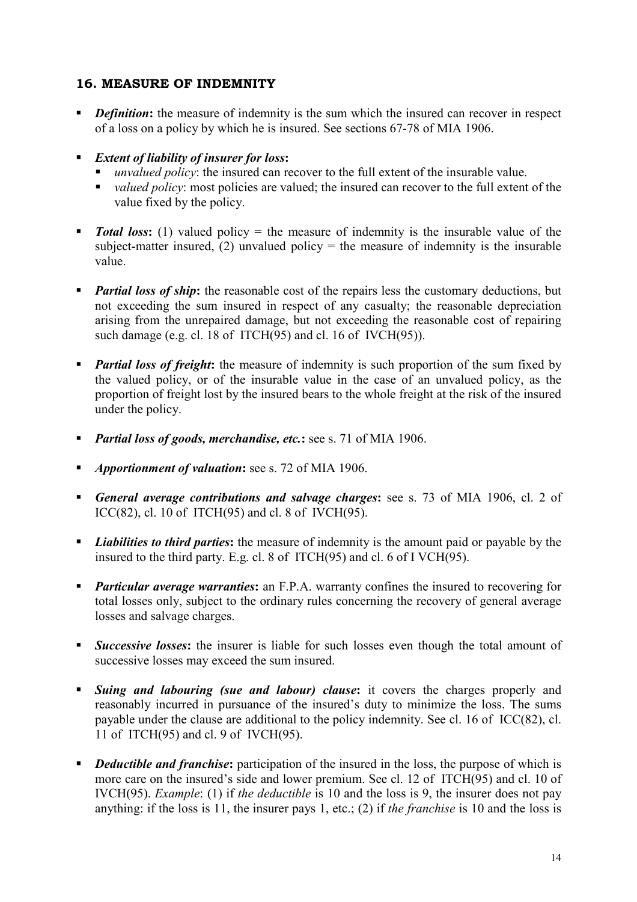## 16. MEASURE OF INDEMNITY

- ***Definition*:** the measure of indemnity is the sum which the insured can recover in respect of a loss on a policy by which he is insured. See sections 67-78 of MIA 1906.
- ***Extent of liability of insurer for loss*:**
  - *unvalued policy*: the insured can recover to the full extent of the insurable value.
  - *valued policy*: most policies are valued; the insured can recover to the full extent of the value fixed by the policy.
- ***Total loss*:** (1) valued policy = the measure of indemnity is the insurable value of the subject-matter insured, (2) unvalued policy = the measure of indemnity is the insurable value.
- ***Partial loss of ship*:** the reasonable cost of the repairs less the customary deductions, but not exceeding the sum insured in respect of any casualty; the reasonable depreciation arising from the unrepaired damage, but not exceeding the reasonable cost of repairing such damage (e.g. cl. 18 of ITCH(95) and cl. 16 of IVCH(95)).
- ***Partial loss of freight*:** the measure of indemnity is such proportion of the sum fixed by the valued policy, or of the insurable value in the case of an unvalued policy, as the proportion of freight lost by the insured bears to the whole freight at the risk of the insured under the policy.
- ***Partial loss of goods, merchandise, etc.*:** see s. 71 of MIA 1906.
- ***Apportionment of valuation*:** see s. 72 of MIA 1906.
- ***General average contributions and salvage charges*:** see s. 73 of MIA 1906, cl. 2 of ICC(82), cl. 10 of ITCH(95) and cl. 8 of IVCH(95).
- ***Liabilities to third parties*:** the measure of indemnity is the amount paid or payable by the insured to the third party. E.g. cl. 8 of ITCH(95) and cl. 6 of I VCH(95).
- ***Particular average warranties*:** an F.P.A. warranty confines the insured to recovering for total losses only, subject to the ordinary rules concerning the recovery of general average losses and salvage charges.
- ***Successive losses*:** the insurer is liable for such losses even though the total amount of successive losses may exceed the sum insured.
- ***Suing and labouring (sue and labour) clause*:** it covers the charges properly and reasonably incurred in pursuance of the insured's duty to minimize the loss. The sums payable under the clause are additional to the policy indemnity. See cl. 16 of ICC(82), cl. 11 of ITCH(95) and cl. 9 of IVCH(95).
- ***Deductible and franchise*:** participation of the insured in the loss, the purpose of which is more care on the insured's side and lower premium. See cl. 12 of ITCH(95) and cl. 10 of IVCH(95). *Example*: (1) if *the deductible* is 10 and the loss is 9, the insurer does not pay anything: if the loss is 11, the insurer pays 1, etc.; (2) if *the franchise* is 10 and the loss is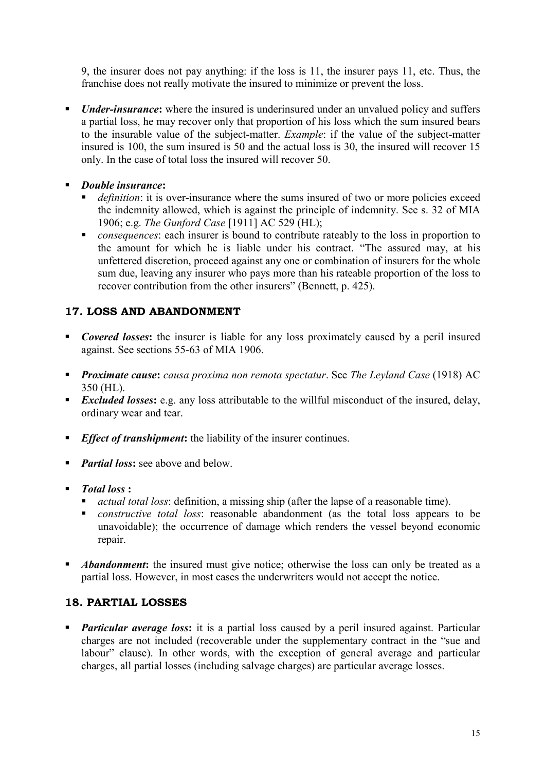9, the insurer does not pay anything: if the loss is 11, the insurer pays 11, etc. Thus, the franchise does not really motivate the insured to minimize or prevent the loss.

- ***Under-insurance*:** where the insured is underinsured under an unvalued policy and suffers a partial loss, he may recover only that proportion of his loss which the sum insured bears to the insurable value of the subject-matter. *Example*: if the value of the subject-matter insured is 100, the sum insured is 50 and the actual loss is 30, the insured will recover 15 only. In the case of total loss the insured will recover 50.

- ***Double insurance*:**
  - *definition*: it is over-insurance where the sums insured of two or more policies exceed the indemnity allowed, which is against the principle of indemnity. See s. 32 of MIA 1906; e.g. *The Gunford Case* [1911] AC 529 (HL);
  - *consequences*: each insurer is bound to contribute rateably to the loss in proportion to the amount for which he is liable under his contract. "The assured may, at his unfettered discretion, proceed against any one or combination of insurers for the whole sum due, leaving any insurer who pays more than his rateable proportion of the loss to recover contribution from the other insurers" (Bennett, p. 425).

## 17. LOSS AND ABANDONMENT

- ***Covered losses*:** the insurer is liable for any loss proximately caused by a peril insured against. See sections 55-63 of MIA 1906.

- ***Proximate cause*:** *causa proxima non remota spectatur*. See *The Leyland Case* (1918) AC 350 (HL).
- ***Excluded losses*:** e.g. any loss attributable to the willful misconduct of the insured, delay, ordinary wear and tear.

- ***Effect of transhipment*:** the liability of the insurer continues.

- ***Partial loss*:** see above and below.

- ***Total loss* :**
  - *actual total loss*: definition, a missing ship (after the lapse of a reasonable time).
  - *constructive total loss*: reasonable abandonment (as the total loss appears to be unavoidable); the occurrence of damage which renders the vessel beyond economic repair.

- ***Abandonment*:** the insured must give notice; otherwise the loss can only be treated as a partial loss. However, in most cases the underwriters would not accept the notice.

## 18. PARTIAL LOSSES

- ***Particular average loss*:** it is a partial loss caused by a peril insured against. Particular charges are not included (recoverable under the supplementary contract in the "sue and labour" clause). In other words, with the exception of general average and particular charges, all partial losses (including salvage charges) are particular average losses.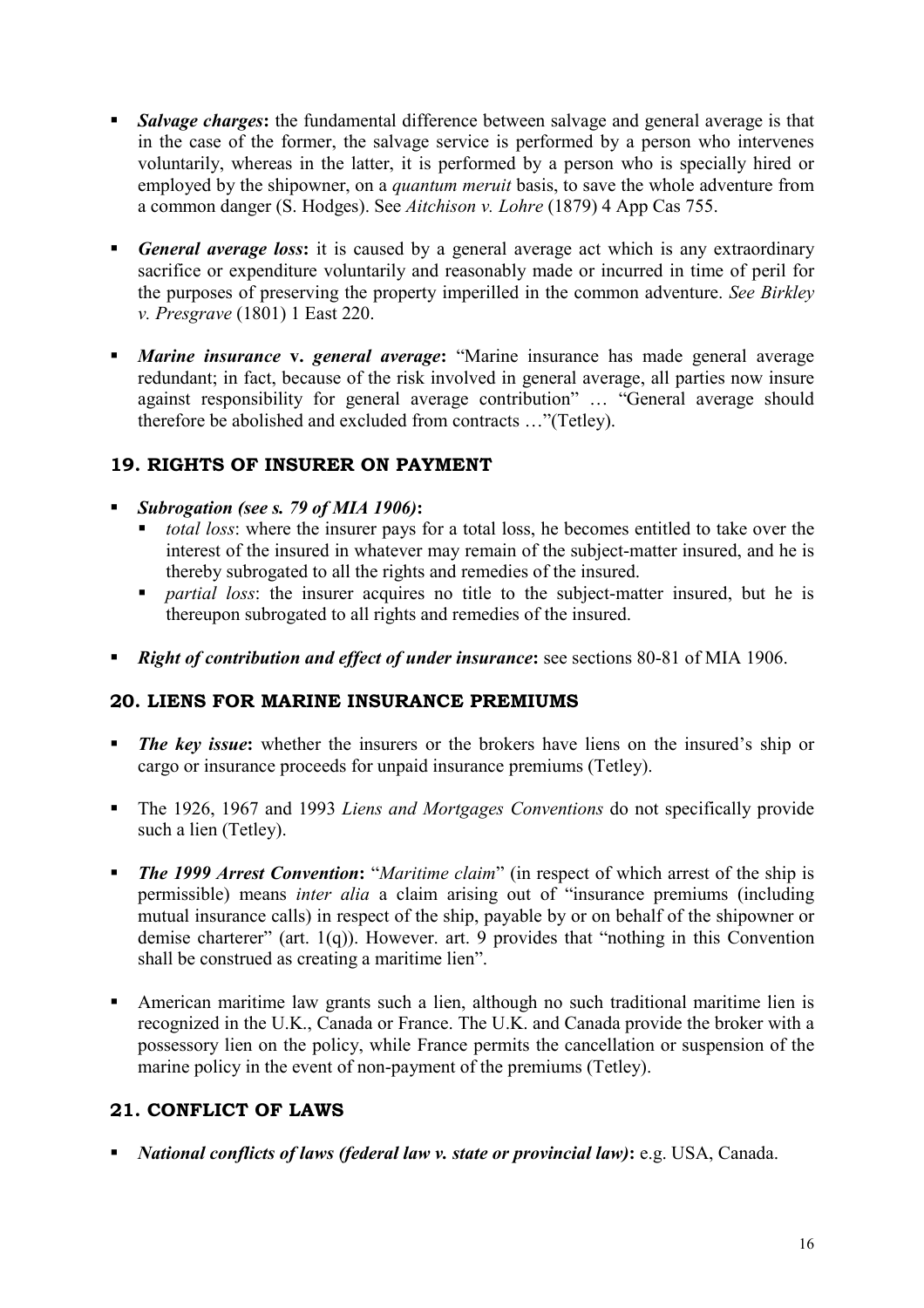- ***Salvage charges*:** the fundamental difference between salvage and general average is that in the case of the former, the salvage service is performed by a person who intervenes voluntarily, whereas in the latter, it is performed by a person who is specially hired or employed by the shipowner, on a *quantum meruit* basis, to save the whole adventure from a common danger (S. Hodges). See *Aitchison v. Lohre* (1879) 4 App Cas 755.

- ***General average loss*:** it is caused by a general average act which is any extraordinary sacrifice or expenditure voluntarily and reasonably made or incurred in time of peril for the purposes of preserving the property imperilled in the common adventure. *See Birkley v. Presgrave* (1801) 1 East 220.

- ***Marine insurance* v. *general average*:** "Marine insurance has made general average redundant; in fact, because of the risk involved in general average, all parties now insure against responsibility for general average contribution" … "General average should therefore be abolished and excluded from contracts …"(Tetley).

## 19. RIGHTS OF INSURER ON PAYMENT

- ***Subrogation (see s. 79 of MIA 1906)*:**
  - *total loss*: where the insurer pays for a total loss, he becomes entitled to take over the interest of the insured in whatever may remain of the subject-matter insured, and he is thereby subrogated to all the rights and remedies of the insured.
  - *partial loss*: the insurer acquires no title to the subject-matter insured, but he is thereupon subrogated to all rights and remedies of the insured.

- ***Right of contribution and effect of under insurance*:** see sections 80-81 of MIA 1906.

## 20. LIENS FOR MARINE INSURANCE PREMIUMS

- ***The key issue*:** whether the insurers or the brokers have liens on the insured's ship or cargo or insurance proceeds for unpaid insurance premiums (Tetley).

- The 1926, 1967 and 1993 *Liens and Mortgages Conventions* do not specifically provide such a lien (Tetley).

- ***The 1999 Arrest Convention*:** "*Maritime claim*" (in respect of which arrest of the ship is permissible) means *inter alia* a claim arising out of "insurance premiums (including mutual insurance calls) in respect of the ship, payable by or on behalf of the shipowner or demise charterer" (art. 1(q)). However. art. 9 provides that "nothing in this Convention shall be construed as creating a maritime lien".

- American maritime law grants such a lien, although no such traditional maritime lien is recognized in the U.K., Canada or France. The U.K. and Canada provide the broker with a possessory lien on the policy, while France permits the cancellation or suspension of the marine policy in the event of non-payment of the premiums (Tetley).

## 21. CONFLICT OF LAWS

- ***National conflicts of laws (federal law v. state or provincial law)*:** e.g. USA, Canada.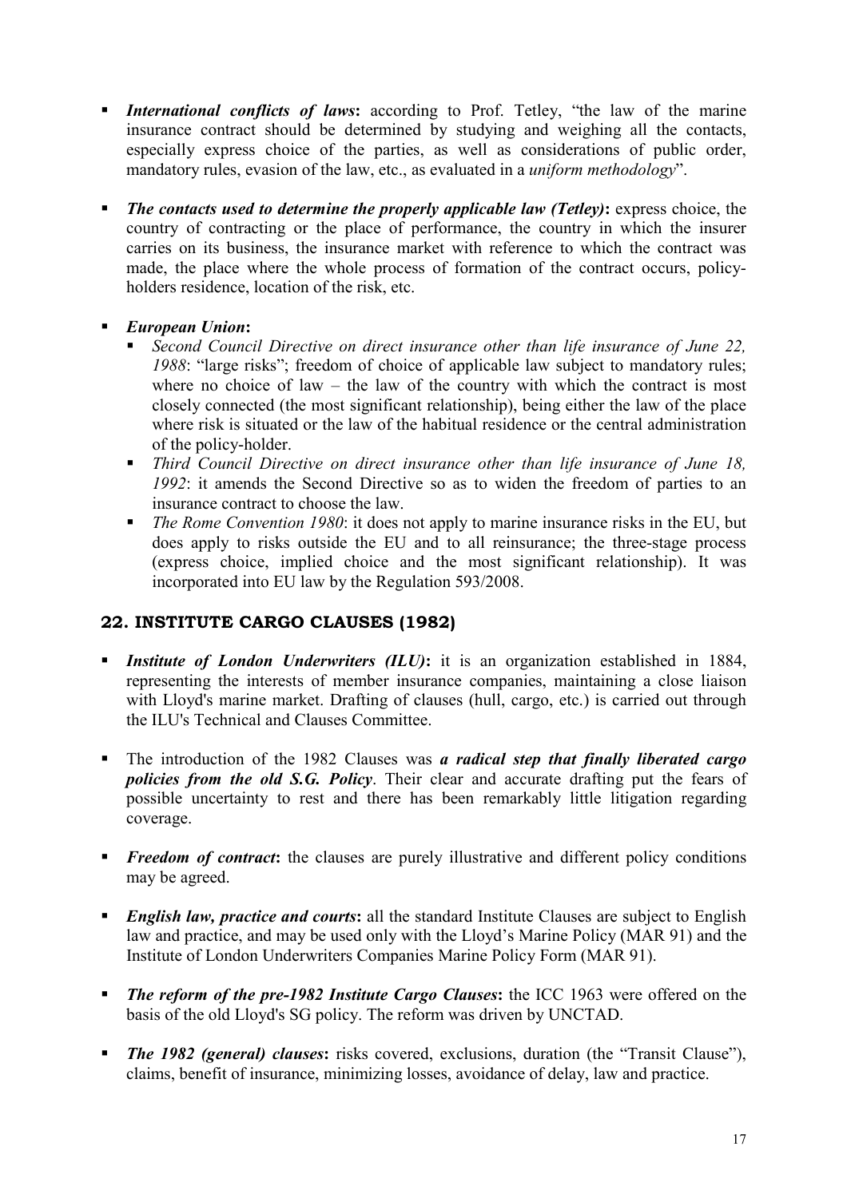- ***International conflicts of laws*:** according to Prof. Tetley, "the law of the marine insurance contract should be determined by studying and weighing all the contacts, especially express choice of the parties, as well as considerations of public order, mandatory rules, evasion of the law, etc., as evaluated in a *uniform methodology*".

- ***The contacts used to determine the properly applicable law (Tetley)*:** express choice, the country of contracting or the place of performance, the country in which the insurer carries on its business, the insurance market with reference to which the contract was made, the place where the whole process of formation of the contract occurs, policy-holders residence, location of the risk, etc.

- ***European Union*:**
  - *Second Council Directive on direct insurance other than life insurance of June 22, 1988*: "large risks"; freedom of choice of applicable law subject to mandatory rules; where no choice of law – the law of the country with which the contract is most closely connected (the most significant relationship), being either the law of the place where risk is situated or the law of the habitual residence or the central administration of the policy-holder.
  - *Third Council Directive on direct insurance other than life insurance of June 18, 1992*: it amends the Second Directive so as to widen the freedom of parties to an insurance contract to choose the law.
  - *The Rome Convention 1980*: it does not apply to marine insurance risks in the EU, but does apply to risks outside the EU and to all reinsurance; the three-stage process (express choice, implied choice and the most significant relationship). It was incorporated into EU law by the Regulation 593/2008.

## 22. INSTITUTE CARGO CLAUSES (1982)

- ***Institute of London Underwriters (ILU)*:** it is an organization established in 1884, representing the interests of member insurance companies, maintaining a close liaison with Lloyd's marine market. Drafting of clauses (hull, cargo, etc.) is carried out through the ILU's Technical and Clauses Committee.

- The introduction of the 1982 Clauses was ***a radical step that finally liberated cargo policies from the old S.G. Policy***. Their clear and accurate drafting put the fears of possible uncertainty to rest and there has been remarkably little litigation regarding coverage.

- ***Freedom of contract*:** the clauses are purely illustrative and different policy conditions may be agreed.

- ***English law, practice and courts*:** all the standard Institute Clauses are subject to English law and practice, and may be used only with the Lloyd's Marine Policy (MAR 91) and the Institute of London Underwriters Companies Marine Policy Form (MAR 91).

- ***The reform of the pre-1982 Institute Cargo Clauses*:** the ICC 1963 were offered on the basis of the old Lloyd's SG policy. The reform was driven by UNCTAD.

- ***The 1982 (general) clauses*:** risks covered, exclusions, duration (the "Transit Clause"), claims, benefit of insurance, minimizing losses, avoidance of delay, law and practice.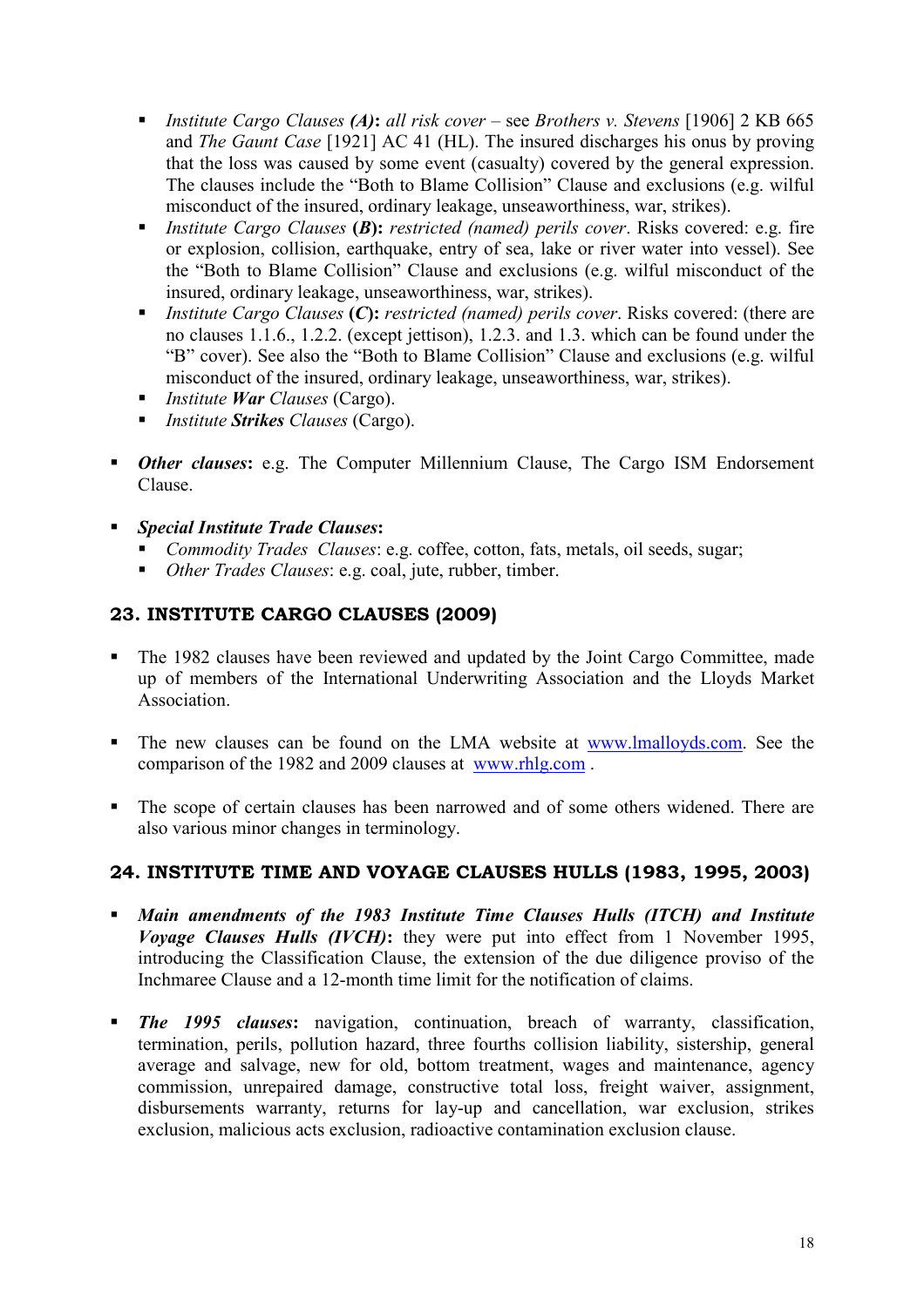- *Institute Cargo Clauses **(A)***: *all risk cover* – see *Brothers v. Stevens* [1906] 2 KB 665 and *The Gaunt Case* [1921] AC 41 (HL). The insured discharges his onus by proving that the loss was caused by some event (casualty) covered by the general expression. The clauses include the "Both to Blame Collision" Clause and exclusions (e.g. wilful misconduct of the insured, ordinary leakage, unseaworthiness, war, strikes).
  - *Institute Cargo Clauses* **(*B*)**: *restricted (named) perils cover*. Risks covered: e.g. fire or explosion, collision, earthquake, entry of sea, lake or river water into vessel). See the "Both to Blame Collision" Clause and exclusions (e.g. wilful misconduct of the insured, ordinary leakage, unseaworthiness, war, strikes).
  - *Institute Cargo Clauses* **(*C*)**: *restricted (named) perils cover*. Risks covered: (there are no clauses 1.1.6., 1.2.2. (except jettison), 1.2.3. and 1.3. which can be found under the "B" cover). See also the "Both to Blame Collision" Clause and exclusions (e.g. wilful misconduct of the insured, ordinary leakage, unseaworthiness, war, strikes).
  - *Institute **War** Clauses* (Cargo).
  - *Institute **Strikes** Clauses* (Cargo).

- ***Other clauses***: e.g. The Computer Millennium Clause, The Cargo ISM Endorsement Clause.

- ***Special Institute Trade Clauses***:
  - *Commodity Trades Clauses*: e.g. coffee, cotton, fats, metals, oil seeds, sugar;
  - *Other Trades Clauses*: e.g. coal, jute, rubber, timber.

## 23. INSTITUTE CARGO CLAUSES (2009)

- The 1982 clauses have been reviewed and updated by the Joint Cargo Committee, made up of members of the International Underwriting Association and the Lloyds Market Association.

- The new clauses can be found on the LMA website at www.lmalloyds.com. See the comparison of the 1982 and 2009 clauses at www.rhlg.com .

- The scope of certain clauses has been narrowed and of some others widened. There are also various minor changes in terminology.

## 24. INSTITUTE TIME AND VOYAGE CLAUSES HULLS (1983, 1995, 2003)

- ***Main amendments of the 1983 Institute Time Clauses Hulls (ITCH) and Institute Voyage Clauses Hulls (IVCH)***: they were put into effect from 1 November 1995, introducing the Classification Clause, the extension of the due diligence proviso of the Inchmaree Clause and a 12-month time limit for the notification of claims.

- ***The 1995 clauses***: navigation, continuation, breach of warranty, classification, termination, perils, pollution hazard, three fourths collision liability, sistership, general average and salvage, new for old, bottom treatment, wages and maintenance, agency commission, unrepaired damage, constructive total loss, freight waiver, assignment, disbursements warranty, returns for lay-up and cancellation, war exclusion, strikes exclusion, malicious acts exclusion, radioactive contamination exclusion clause.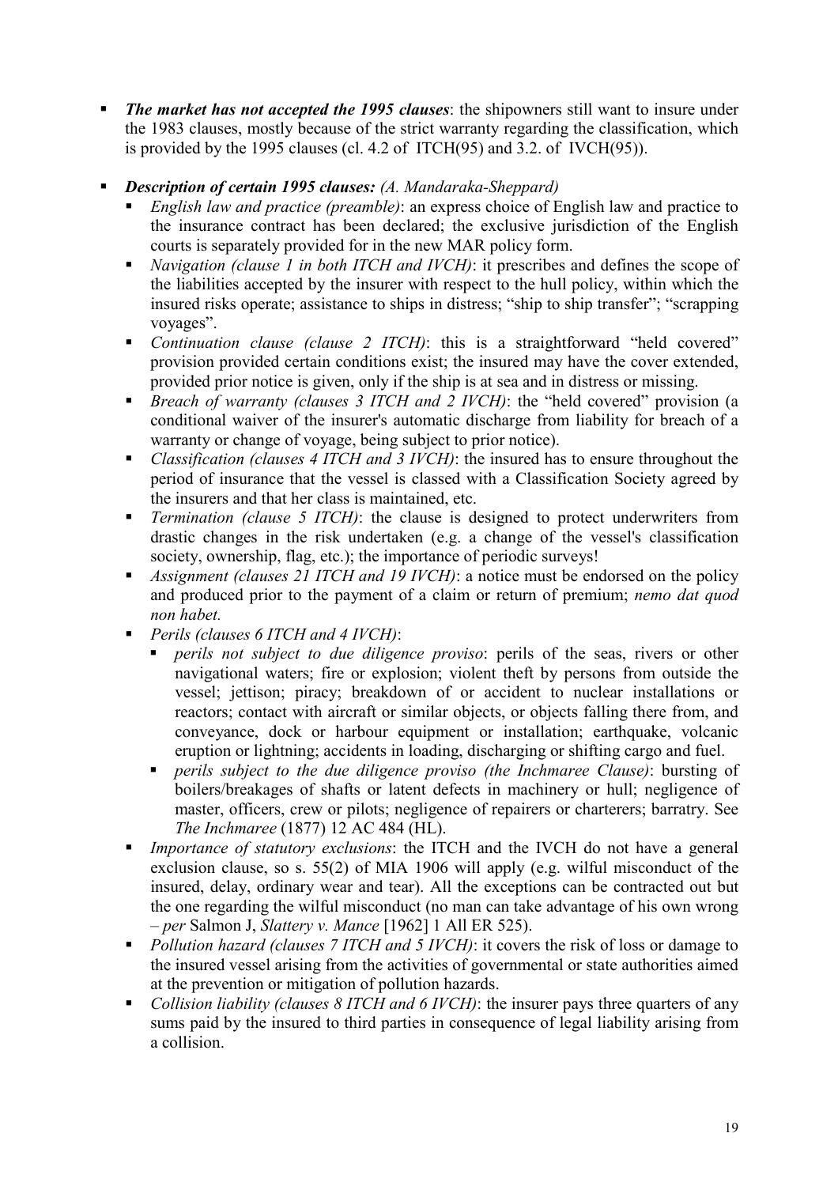- ***The market has not accepted the 1995 clauses***: the shipowners still want to insure under the 1983 clauses, mostly because of the strict warranty regarding the classification, which is provided by the 1995 clauses (cl. 4.2 of ITCH(95) and 3.2. of IVCH(95)).

- ***Description of certain 1995 clauses:*** *(A. Mandaraka-Sheppard)*
  - *English law and practice (preamble)*: an express choice of English law and practice to the insurance contract has been declared; the exclusive jurisdiction of the English courts is separately provided for in the new MAR policy form.
  - *Navigation (clause 1 in both ITCH and IVCH)*: it prescribes and defines the scope of the liabilities accepted by the insurer with respect to the hull policy, within which the insured risks operate; assistance to ships in distress; "ship to ship transfer"; "scrapping voyages".
  - *Continuation clause (clause 2 ITCH)*: this is a straightforward "held covered" provision provided certain conditions exist; the insured may have the cover extended, provided prior notice is given, only if the ship is at sea and in distress or missing.
  - *Breach of warranty (clauses 3 ITCH and 2 IVCH)*: the "held covered" provision (a conditional waiver of the insurer's automatic discharge from liability for breach of a warranty or change of voyage, being subject to prior notice).
  - *Classification (clauses 4 ITCH and 3 IVCH)*: the insured has to ensure throughout the period of insurance that the vessel is classed with a Classification Society agreed by the insurers and that her class is maintained, etc.
  - *Termination (clause 5 ITCH)*: the clause is designed to protect underwriters from drastic changes in the risk undertaken (e.g. a change of the vessel's classification society, ownership, flag, etc.); the importance of periodic surveys!
  - *Assignment (clauses 21 ITCH and 19 IVCH)*: a notice must be endorsed on the policy and produced prior to the payment of a claim or return of premium; *nemo dat quod non habet.*
  - *Perils (clauses 6 ITCH and 4 IVCH)*:
    - *perils not subject to due diligence proviso*: perils of the seas, rivers or other navigational waters; fire or explosion; violent theft by persons from outside the vessel; jettison; piracy; breakdown of or accident to nuclear installations or reactors; contact with aircraft or similar objects, or objects falling there from, and conveyance, dock or harbour equipment or installation; earthquake, volcanic eruption or lightning; accidents in loading, discharging or shifting cargo and fuel.
    - *perils subject to the due diligence proviso (the Inchmaree Clause)*: bursting of boilers/breakages of shafts or latent defects in machinery or hull; negligence of master, officers, crew or pilots; negligence of repairers or charterers; barratry. See *The Inchmaree* (1877) 12 AC 484 (HL).
  - *Importance of statutory exclusions*: the ITCH and the IVCH do not have a general exclusion clause, so s. 55(2) of MIA 1906 will apply (e.g. wilful misconduct of the insured, delay, ordinary wear and tear). All the exceptions can be contracted out but the one regarding the wilful misconduct (no man can take advantage of his own wrong – *per* Salmon J, *Slattery v. Mance* [1962] 1 All ER 525).
  - *Pollution hazard (clauses 7 ITCH and 5 IVCH)*: it covers the risk of loss or damage to the insured vessel arising from the activities of governmental or state authorities aimed at the prevention or mitigation of pollution hazards.
  - *Collision liability (clauses 8 ITCH and 6 IVCH)*: the insurer pays three quarters of any sums paid by the insured to third parties in consequence of legal liability arising from a collision.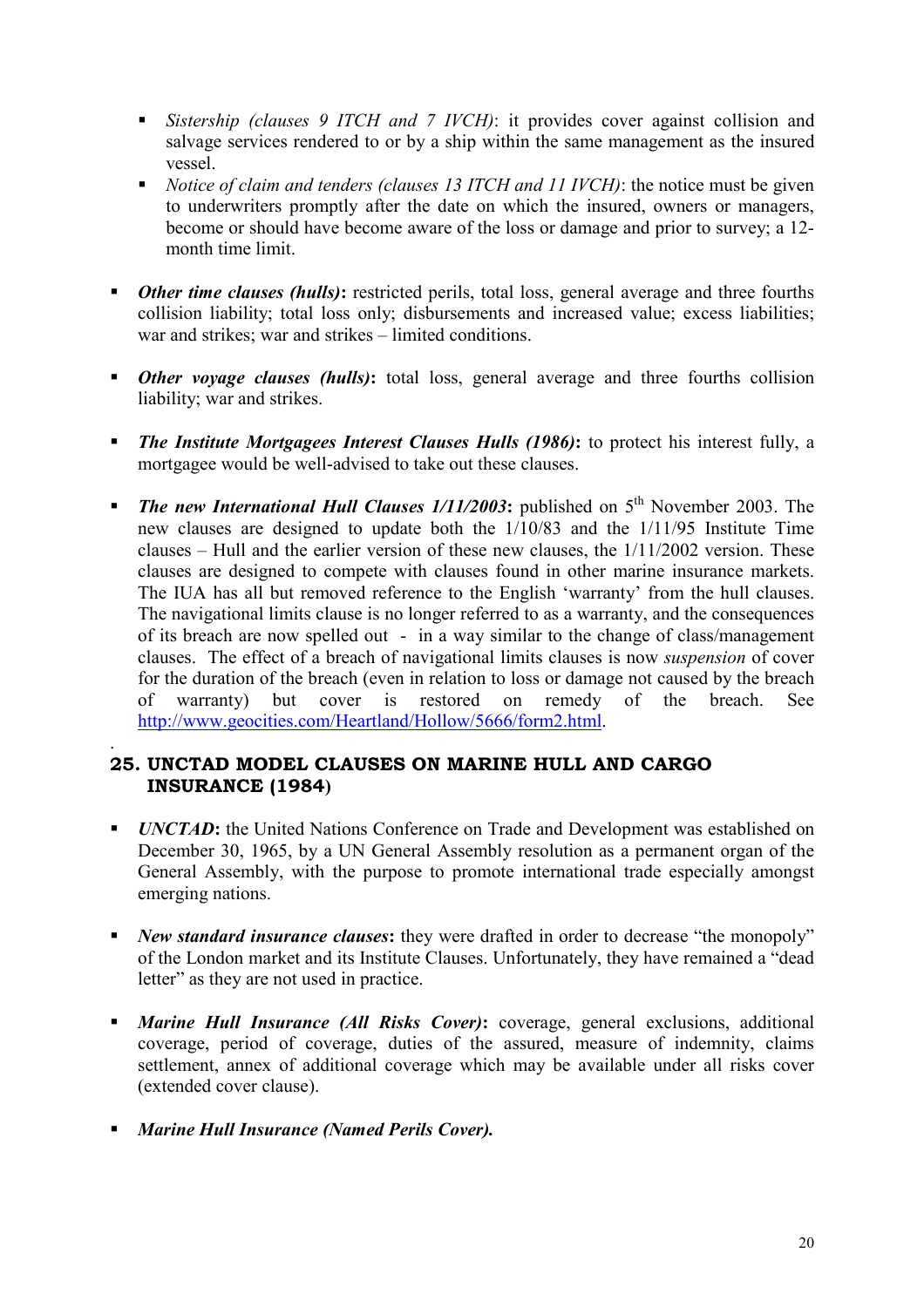- *Sistership (clauses 9 ITCH and 7 IVCH)*: it provides cover against collision and salvage services rendered to or by a ship within the same management as the insured vessel.
  - *Notice of claim and tenders (clauses 13 ITCH and 11 IVCH)*: the notice must be given to underwriters promptly after the date on which the insured, owners or managers, become or should have become aware of the loss or damage and prior to survey; a 12-month time limit.

- ***Other time clauses (hulls)*:** restricted perils, total loss, general average and three fourths collision liability; total loss only; disbursements and increased value; excess liabilities; war and strikes; war and strikes – limited conditions.

- ***Other voyage clauses (hulls)*:** total loss, general average and three fourths collision liability; war and strikes.

- ***The Institute Mortgagees Interest Clauses Hulls (1986)*:** to protect his interest fully, a mortgagee would be well-advised to take out these clauses.

- ***The new International Hull Clauses 1/11/2003*:** published on 5th November 2003. The new clauses are designed to update both the 1/10/83 and the 1/11/95 Institute Time clauses – Hull and the earlier version of these new clauses, the 1/11/2002 version. These clauses are designed to compete with clauses found in other marine insurance markets. The IUA has all but removed reference to the English 'warranty' from the hull clauses. The navigational limits clause is no longer referred to as a warranty, and the consequences of its breach are now spelled out - in a way similar to the change of class/management clauses. The effect of a breach of navigational limits clauses is now *suspension* of cover for the duration of the breach (even in relation to loss or damage not caused by the breach of warranty) but cover is restored on remedy of the breach. See http://www.geocities.com/Heartland/Hollow/5666/form2.html.

## 25. UNCTAD MODEL CLAUSES ON MARINE HULL AND CARGO INSURANCE (1984)

- ***UNCTAD*:** the United Nations Conference on Trade and Development was established on December 30, 1965, by a UN General Assembly resolution as a permanent organ of the General Assembly, with the purpose to promote international trade especially amongst emerging nations.

- ***New standard insurance clauses*:** they were drafted in order to decrease "the monopoly" of the London market and its Institute Clauses. Unfortunately, they have remained a "dead letter" as they are not used in practice.

- ***Marine Hull Insurance (All Risks Cover)*:** coverage, general exclusions, additional coverage, period of coverage, duties of the assured, measure of indemnity, claims settlement, annex of additional coverage which may be available under all risks cover (extended cover clause).

- ***Marine Hull Insurance (Named Perils Cover).***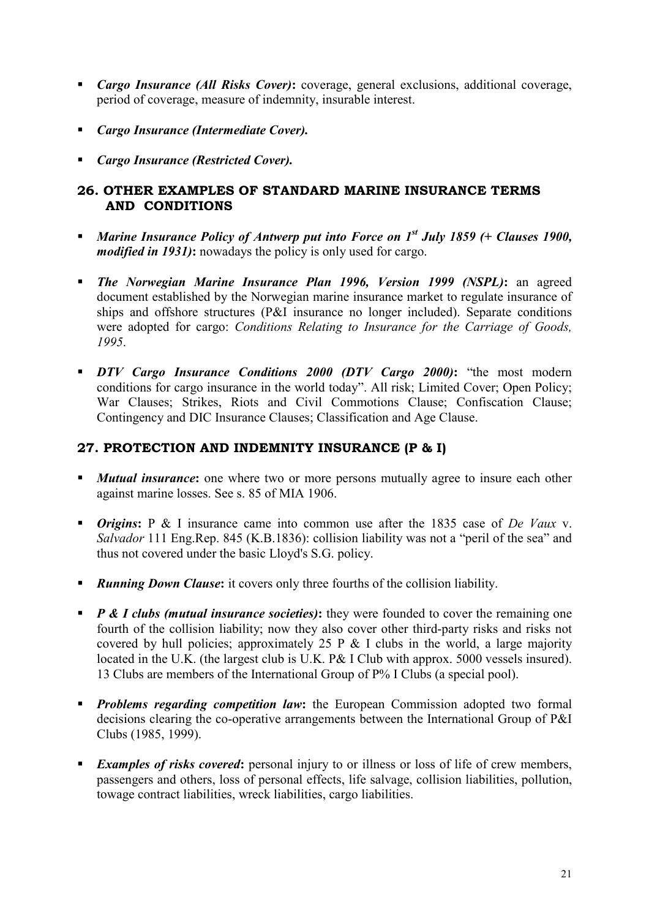- ***Cargo Insurance (All Risks Cover)*:** coverage, general exclusions, additional coverage, period of coverage, measure of indemnity, insurable interest.
- ***Cargo Insurance (Intermediate Cover).***
- ***Cargo Insurance (Restricted Cover).***

## 26. OTHER EXAMPLES OF STANDARD MARINE INSURANCE TERMS AND CONDITIONS

- ***Marine Insurance Policy of Antwerp put into Force on 1st July 1859 (+ Clauses 1900, modified in 1931)*:** nowadays the policy is only used for cargo.
- ***The Norwegian Marine Insurance Plan 1996, Version 1999 (NSPL)*:** an agreed document established by the Norwegian marine insurance market to regulate insurance of ships and offshore structures (P&I insurance no longer included). Separate conditions were adopted for cargo: *Conditions Relating to Insurance for the Carriage of Goods, 1995*.
- ***DTV Cargo Insurance Conditions 2000 (DTV Cargo 2000)*:** "the most modern conditions for cargo insurance in the world today". All risk; Limited Cover; Open Policy; War Clauses; Strikes, Riots and Civil Commotions Clause; Confiscation Clause; Contingency and DIC Insurance Clauses; Classification and Age Clause.

## 27. PROTECTION AND INDEMNITY INSURANCE (P & I)

- ***Mutual insurance*:** one where two or more persons mutually agree to insure each other against marine losses. See s. 85 of MIA 1906.
- ***Origins*:** P & I insurance came into common use after the 1835 case of *De Vaux* v. *Salvador* 111 Eng.Rep. 845 (K.B.1836): collision liability was not a "peril of the sea" and thus not covered under the basic Lloyd's S.G. policy.
- ***Running Down Clause*:** it covers only three fourths of the collision liability.
- ***P & I clubs (mutual insurance societies)*:** they were founded to cover the remaining one fourth of the collision liability; now they also cover other third-party risks and risks not covered by hull policies; approximately 25 P & I clubs in the world, a large majority located in the U.K. (the largest club is U.K. P& I Club with approx. 5000 vessels insured). 13 Clubs are members of the International Group of P% I Clubs (a special pool).
- ***Problems regarding competition law*:** the European Commission adopted two formal decisions clearing the co-operative arrangements between the International Group of P&I Clubs (1985, 1999).
- ***Examples of risks covered*:** personal injury to or illness or loss of life of crew members, passengers and others, loss of personal effects, life salvage, collision liabilities, pollution, towage contract liabilities, wreck liabilities, cargo liabilities.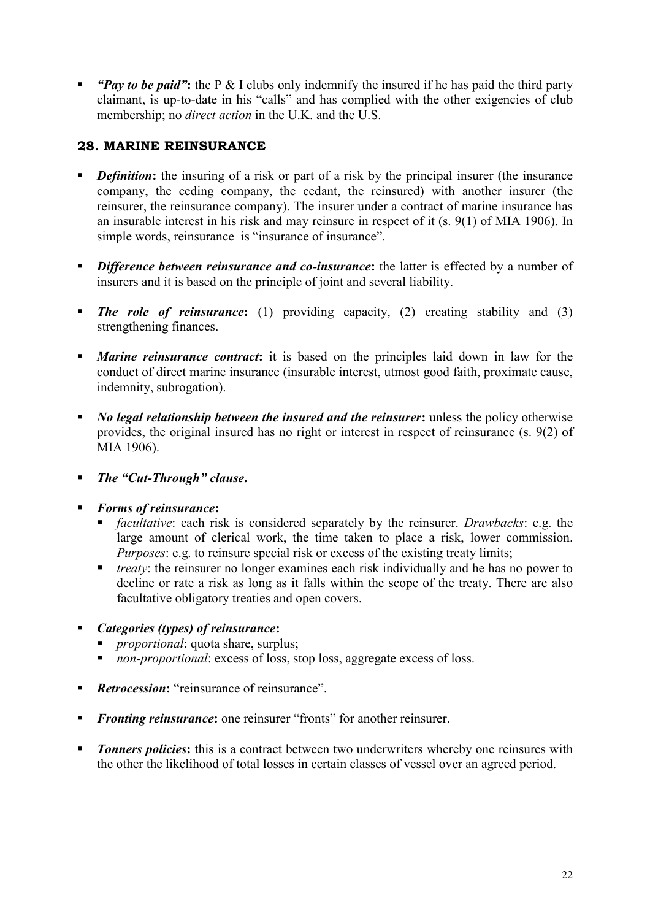- ***"Pay to be paid"*****:** the P & I clubs only indemnify the insured if he has paid the third party claimant, is up-to-date in his "calls" and has complied with the other exigencies of club membership; no *direct action* in the U.K. and the U.S.

## 28. MARINE REINSURANCE

- ***Definition*****:** the insuring of a risk or part of a risk by the principal insurer (the insurance company, the ceding company, the cedant, the reinsured) with another insurer (the reinsurer, the reinsurance company). The insurer under a contract of marine insurance has an insurable interest in his risk and may reinsure in respect of it (s. 9(1) of MIA 1906). In simple words, reinsurance is "insurance of insurance".

- ***Difference between reinsurance and co-insurance*****:** the latter is effected by a number of insurers and it is based on the principle of joint and several liability.

- ***The role of reinsurance*****:** (1) providing capacity, (2) creating stability and (3) strengthening finances.

- ***Marine reinsurance contract*****:** it is based on the principles laid down in law for the conduct of direct marine insurance (insurable interest, utmost good faith, proximate cause, indemnity, subrogation).

- ***No legal relationship between the insured and the reinsurer*****:** unless the policy otherwise provides, the original insured has no right or interest in respect of reinsurance (s. 9(2) of MIA 1906).

- ***The "Cut-Through" clause*****.**

- ***Forms of reinsurance*****:**
  - *facultative*: each risk is considered separately by the reinsurer. *Drawbacks*: e.g. the large amount of clerical work, the time taken to place a risk, lower commission. *Purposes*: e.g. to reinsure special risk or excess of the existing treaty limits;
  - *treaty*: the reinsurer no longer examines each risk individually and he has no power to decline or rate a risk as long as it falls within the scope of the treaty. There are also facultative obligatory treaties and open covers.

- ***Categories (types) of reinsurance*****:**
  - *proportional*: quota share, surplus;
  - *non-proportional*: excess of loss, stop loss, aggregate excess of loss.

- ***Retrocession*****:** "reinsurance of reinsurance".

- ***Fronting reinsurance*****:** one reinsurer "fronts" for another reinsurer.

- ***Tonners policies*****:** this is a contract between two underwriters whereby one reinsures with the other the likelihood of total losses in certain classes of vessel over an agreed period.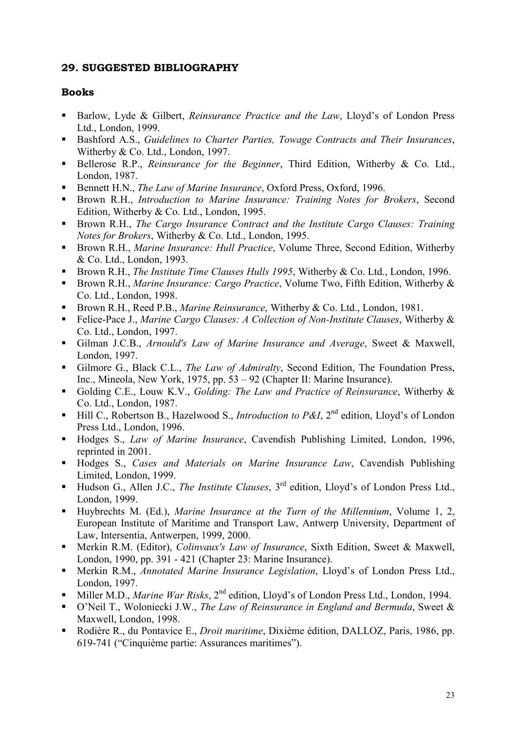## 29. SUGGESTED BIBLIOGRAPHY

### Books

- Barlow, Lyde & Gilbert, *Reinsurance Practice and the Law*, Lloyd's of London Press Ltd., London, 1999.
- Bashford A.S., *Guidelines to Charter Parties, Towage Contracts and Their Insurances*, Witherby & Co. Ltd., London, 1997.
- Bellerose R.P., *Reinsurance for the Beginner*, Third Edition, Witherby & Co. Ltd., London, 1987.
- Bennett H.N., *The Law of Marine Insurance*, Oxford Press, Oxford, 1996.
- Brown R.H., *Introduction to Marine Insurance: Training Notes for Brokers*, Second Edition, Witherby & Co. Ltd., London, 1995.
- Brown R.H., *The Cargo Insurance Contract and the Institute Cargo Clauses: Training Notes for Brokers*, Witherby & Co. Ltd., London, 1995.
- Brown R.H., *Marine Insurance: Hull Practice*, Volume Three, Second Edition, Witherby & Co. Ltd., London, 1993.
- Brown R.H., *The Institute Time Clauses Hulls 1995*, Witherby & Co. Ltd., London, 1996.
- Brown R.H., *Marine Insurance: Cargo Practice*, Volume Two, Fifth Edition, Witherby & Co. Ltd., London, 1998.
- Brown R.H., Reed P.B., *Marine Reinsurance*, Witherby & Co. Ltd., London, 1981.
- Felice-Pace J., *Marine Cargo Clauses: A Collection of Non-Institute Clauses*, Witherby & Co. Ltd., London, 1997.
- Gilman J.C.B., *Arnould's Law of Marine Insurance and Average*, Sweet & Maxwell, London, 1997.
- Gilmore G., Black C.L., *The Law of Admiralty*, Second Edition, The Foundation Press, Inc., Mineola, New York, 1975, pp. 53 – 92 (Chapter II: Marine Insurance).
- Golding C.E., Louw K.V., *Golding: The Law and Practice of Reinsurance*, Witherby & Co. Ltd., London, 1987.
- Hill C., Robertson B., Hazelwood S., *Introduction to P&I*, 2nd edition, Lloyd's of London Press Ltd., London, 1996.
- Hodges S., *Law of Marine Insurance*, Cavendish Publishing Limited, London, 1996, reprinted in 2001.
- Hodges S., *Cases and Materials on Marine Insurance Law*, Cavendish Publishing Limited, London, 1999.
- Hudson G., Allen J.C., *The Institute Clauses*, 3rd edition, Lloyd's of London Press Ltd., London, 1999.
- Huybrechts M. (Ed.), *Marine Insurance at the Turn of the Millennium*, Volume 1, 2, European Institute of Maritime and Transport Law, Antwerp University, Department of Law, Intersentia, Antwerpen, 1999, 2000.
- Merkin R.M. (Editor), *Colinvaux's Law of Insurance*, Sixth Edition, Sweet & Maxwell, London, 1990, pp. 391 - 421 (Chapter 23: Marine Insurance).
- Merkin R.M., *Annotated Marine Insurance Legislation*, Lloyd's of London Press Ltd., London, 1997.
- Miller M.D., *Marine War Risks*, 2nd edition, Lloyd's of London Press Ltd., London, 1994.
- O'Neil T., Woloniecki J.W., *The Law of Reinsurance in England and Bermuda*, Sweet & Maxwell, London, 1998.
- Rodière R., du Pontavice E., *Droit maritime*, Dixième édition, DALLOZ, Paris, 1986, pp. 619-741 ("Cinquième partie: Assurances maritimes").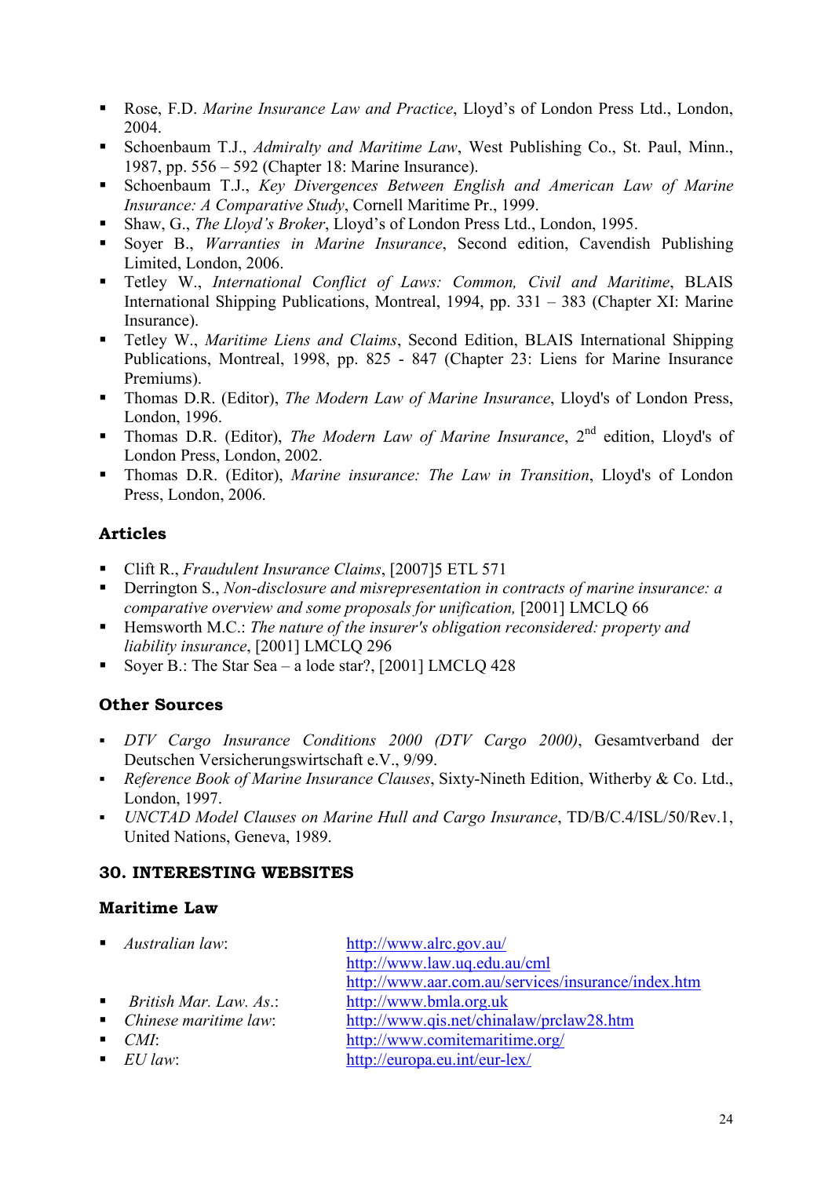- Rose, F.D. *Marine Insurance Law and Practice*, Lloyd's of London Press Ltd., London, 2004.
- Schoenbaum T.J., *Admiralty and Maritime Law*, West Publishing Co., St. Paul, Minn., 1987, pp. 556 – 592 (Chapter 18: Marine Insurance).
- Schoenbaum T.J., *Key Divergences Between English and American Law of Marine Insurance: A Comparative Study*, Cornell Maritime Pr., 1999.
- Shaw, G., *The Lloyd's Broker*, Lloyd's of London Press Ltd., London, 1995.
- Soyer B., *Warranties in Marine Insurance*, Second edition, Cavendish Publishing Limited, London, 2006.
- Tetley W., *International Conflict of Laws: Common, Civil and Maritime*, BLAIS International Shipping Publications, Montreal, 1994, pp. 331 – 383 (Chapter XI: Marine Insurance).
- Tetley W., *Maritime Liens and Claims*, Second Edition, BLAIS International Shipping Publications, Montreal, 1998, pp. 825 - 847 (Chapter 23: Liens for Marine Insurance Premiums).
- Thomas D.R. (Editor), *The Modern Law of Marine Insurance*, Lloyd's of London Press, London, 1996.
- Thomas D.R. (Editor), *The Modern Law of Marine Insurance*, 2nd edition, Lloyd's of London Press, London, 2002.
- Thomas D.R. (Editor), *Marine insurance: The Law in Transition*, Lloyd's of London Press, London, 2006.

### Articles

- Clift R., *Fraudulent Insurance Claims*, [2007]5 ETL 571
- Derrington S., *Non-disclosure and misrepresentation in contracts of marine insurance: a comparative overview and some proposals for unification,* [2001] LMCLQ 66
- Hemsworth M.C.: *The nature of the insurer's obligation reconsidered: property and liability insurance*, [2001] LMCLQ 296
- Soyer B.: The Star Sea – a lode star?, [2001] LMCLQ 428

### Other Sources

- *DTV Cargo Insurance Conditions 2000 (DTV Cargo 2000)*, Gesamtverband der Deutschen Versicherungswirtschaft e.V., 9/99.
- *Reference Book of Marine Insurance Clauses*, Sixty-Nineth Edition, Witherby & Co. Ltd., London, 1997.
- *UNCTAD Model Clauses on Marine Hull and Cargo Insurance*, TD/B/C.4/ISL/50/Rev.1, United Nations, Geneva, 1989.

## 30. INTERESTING WEBSITES

### Maritime Law

- *Australian law*: http://www.alrc.gov.au/
  http://www.law.uq.edu.au/cml
  http://www.aar.com.au/services/insurance/index.htm
- *British Mar. Law. As.*: http://www.bmla.org.uk
- *Chinese maritime law*: http://www.qis.net/chinalaw/prclaw28.htm
- *CMI*: http://www.comitemaritime.org/
- *EU law*: http://europa.eu.int/eur-lex/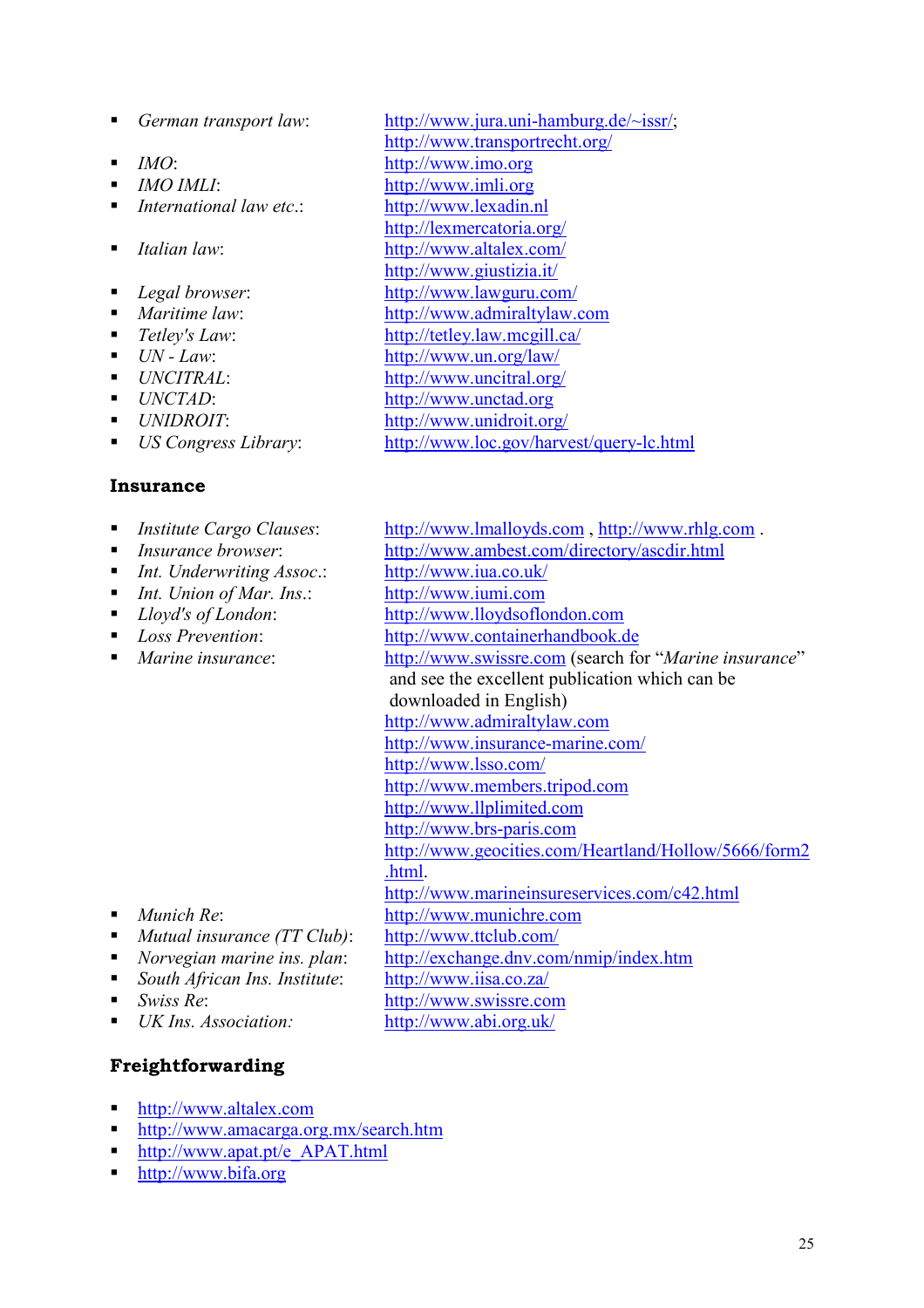- *German transport law*: http://www.jura.uni-hamburg.de/~issr/; http://www.transportrecht.org/
- *IMO*: http://www.imo.org
- *IMO IMLI*: http://www.imli.org
- *International law etc.*: http://www.lexadin.nl http://lexmercatoria.org/
- *Italian law*: http://www.altalex.com/ http://www.giustizia.it/
- *Legal browser*: http://www.lawguru.com/
- *Maritime law*: http://www.admiraltylaw.com
- *Tetley's Law*: http://tetley.law.mcgill.ca/
- *UN - Law*: http://www.un.org/law/
- *UNCITRAL*: http://www.uncitral.org/
- *UNCTAD*: http://www.unctad.org
- *UNIDROIT*: http://www.unidroit.org/
- *US Congress Library*: http://www.loc.gov/harvest/query-lc.html

## Insurance

- *Institute Cargo Clauses*: http://www.lmalloyds.com , http://www.rhlg.com .
- *Insurance browser*: http://www.ambest.com/directory/ascdir.html
- *Int. Underwriting Assoc.*: http://www.iua.co.uk/
- *Int. Union of Mar. Ins.*: http://www.iumi.com
- *Lloyd's of London*: http://www.lloydsoflondon.com
- *Loss Prevention*: http://www.containerhandbook.de
- *Marine insurance*: http://www.swissre.com (search for "*Marine insurance*" and see the excellent publication which can be downloaded in English)
  http://www.admiraltylaw.com
  http://www.insurance-marine.com/
  http://www.lsso.com/
  http://www.members.tripod.com
  http://www.llplimited.com
  http://www.brs-paris.com
  http://www.geocities.com/Heartland/Hollow/5666/form2.html.
  http://www.marineinsureservices.com/c42.html
- *Munich Re*: http://www.munichre.com
- *Mutual insurance (TT Club)*: http://www.ttclub.com/
- *Norvegian marine ins. plan*: http://exchange.dnv.com/nmip/index.htm
- *South African Ins. Institute*: http://www.iisa.co.za/
- *Swiss Re*: http://www.swissre.com
- *UK Ins. Association:* http://www.abi.org.uk/

## Freightforwarding

- http://www.altalex.com
- http://www.amacarga.org.mx/search.htm
- http://www.apat.pt/e_APAT.html
- http://www.bifa.org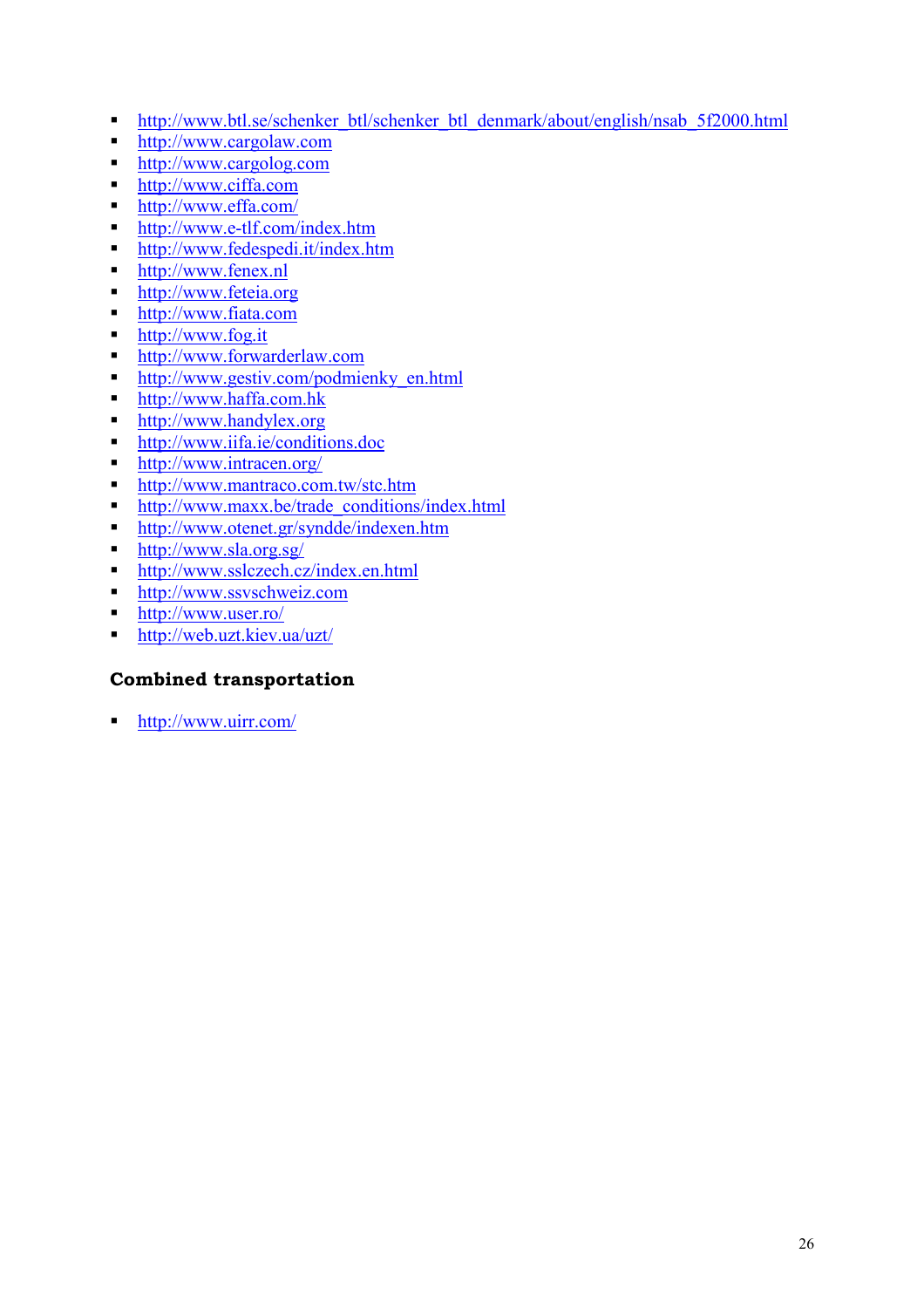- http://www.btl.se/schenker_btl/schenker_btl_denmark/about/english/nsab_5f2000.html
- http://www.cargolaw.com
- http://www.cargolog.com
- http://www.ciffa.com
- http://www.effa.com/
- http://www.e-tlf.com/index.htm
- http://www.fedespedi.it/index.htm
- http://www.fenex.nl
- http://www.feteia.org
- http://www.fiata.com
- http://www.fog.it
- http://www.forwarderlaw.com
- http://www.gestiv.com/podmienky_en.html
- http://www.haffa.com.hk
- http://www.handylex.org
- http://www.iifa.ie/conditions.doc
- http://www.intracen.org/
- http://www.mantraco.com.tw/stc.htm
- http://www.maxx.be/trade_conditions/index.html
- http://www.otenet.gr/syndde/indexen.htm
- http://www.sla.org.sg/
- http://www.sslczech.cz/index.en.html
- http://www.ssvschweiz.com
- http://www.user.ro/
- http://web.uzt.kiev.ua/uzt/

### Combined transportation

- http://www.uirr.com/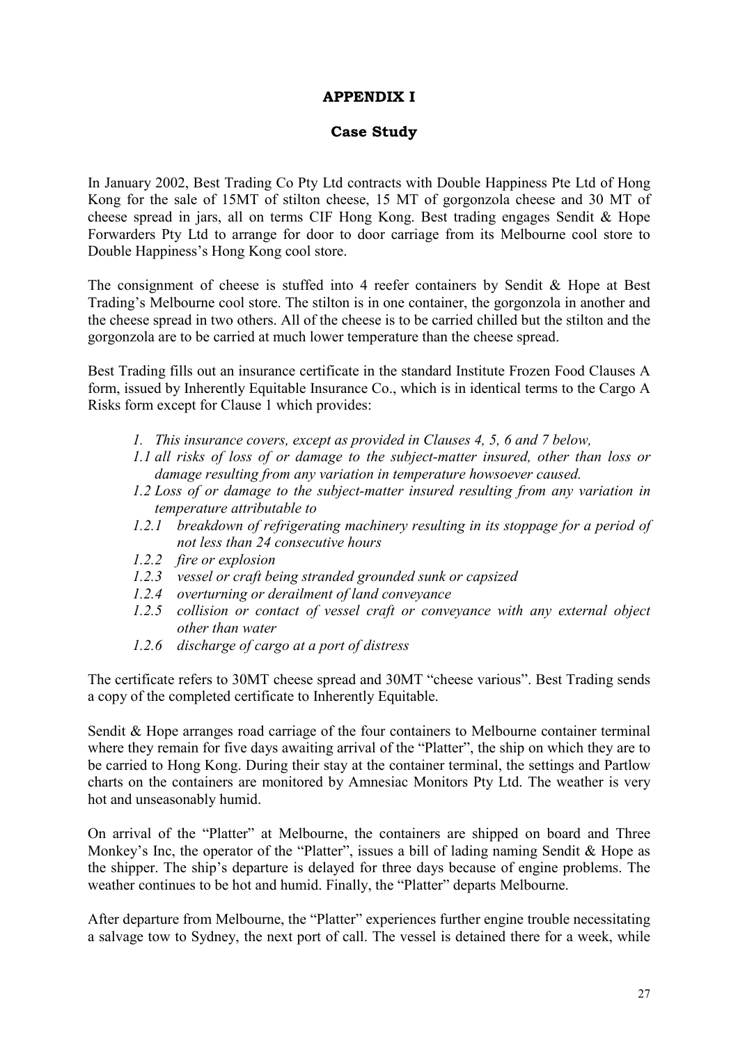# APPENDIX I

## Case Study

In January 2002, Best Trading Co Pty Ltd contracts with Double Happiness Pte Ltd of Hong Kong for the sale of 15MT of stilton cheese, 15 MT of gorgonzola cheese and 30 MT of cheese spread in jars, all on terms CIF Hong Kong. Best trading engages Sendit & Hope Forwarders Pty Ltd to arrange for door to door carriage from its Melbourne cool store to Double Happiness's Hong Kong cool store.

The consignment of cheese is stuffed into 4 reefer containers by Sendit & Hope at Best Trading's Melbourne cool store. The stilton is in one container, the gorgonzola in another and the cheese spread in two others. All of the cheese is to be carried chilled but the stilton and the gorgonzola are to be carried at much lower temperature than the cheese spread.

Best Trading fills out an insurance certificate in the standard Institute Frozen Food Clauses A form, issued by Inherently Equitable Insurance Co., which is in identical terms to the Cargo A Risks form except for Clause 1 which provides:

> *1. This insurance covers, except as provided in Clauses 4, 5, 6 and 7 below,*
>
> *1.1 all risks of loss of or damage to the subject-matter insured, other than loss or damage resulting from any variation in temperature howsoever caused.*
>
> *1.2 Loss of or damage to the subject-matter insured resulting from any variation in temperature attributable to*
>
> *1.2.1 breakdown of refrigerating machinery resulting in its stoppage for a period of not less than 24 consecutive hours*
>
> *1.2.2 fire or explosion*
>
> *1.2.3 vessel or craft being stranded grounded sunk or capsized*
>
> *1.2.4 overturning or derailment of land conveyance*
>
> *1.2.5 collision or contact of vessel craft or conveyance with any external object other than water*
>
> *1.2.6 discharge of cargo at a port of distress*

The certificate refers to 30MT cheese spread and 30MT "cheese various". Best Trading sends a copy of the completed certificate to Inherently Equitable.

Sendit & Hope arranges road carriage of the four containers to Melbourne container terminal where they remain for five days awaiting arrival of the "Platter", the ship on which they are to be carried to Hong Kong. During their stay at the container terminal, the settings and Partlow charts on the containers are monitored by Amnesiac Monitors Pty Ltd. The weather is very hot and unseasonably humid.

On arrival of the "Platter" at Melbourne, the containers are shipped on board and Three Monkey's Inc, the operator of the "Platter", issues a bill of lading naming Sendit & Hope as the shipper. The ship's departure is delayed for three days because of engine problems. The weather continues to be hot and humid. Finally, the "Platter" departs Melbourne.

After departure from Melbourne, the "Platter" experiences further engine trouble necessitating a salvage tow to Sydney, the next port of call. The vessel is detained there for a week, while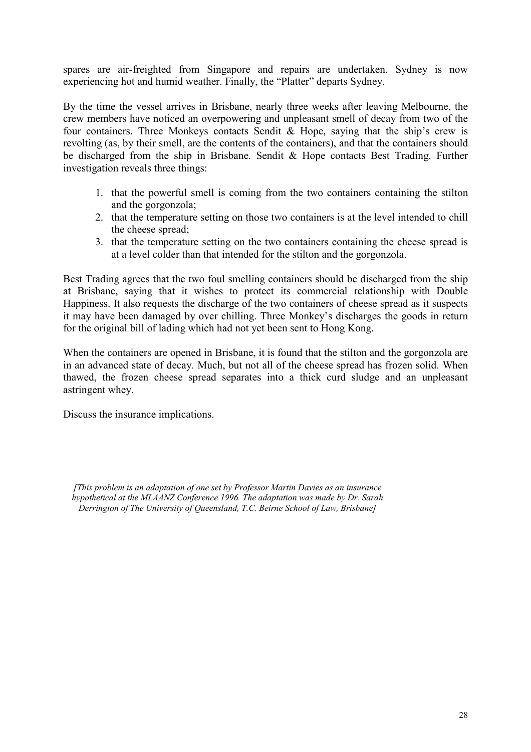spares are air-freighted from Singapore and repairs are undertaken. Sydney is now experiencing hot and humid weather. Finally, the "Platter" departs Sydney.

By the time the vessel arrives in Brisbane, nearly three weeks after leaving Melbourne, the crew members have noticed an overpowering and unpleasant smell of decay from two of the four containers. Three Monkeys contacts Sendit & Hope, saying that the ship's crew is revolting (as, by their smell, are the contents of the containers), and that the containers should be discharged from the ship in Brisbane. Sendit & Hope contacts Best Trading. Further investigation reveals three things:

1. that the powerful smell is coming from the two containers containing the stilton and the gorgonzola;
2. that the temperature setting on those two containers is at the level intended to chill the cheese spread;
3. that the temperature setting on the two containers containing the cheese spread is at a level colder than that intended for the stilton and the gorgonzola.

Best Trading agrees that the two foul smelling containers should be discharged from the ship at Brisbane, saying that it wishes to protect its commercial relationship with Double Happiness. It also requests the discharge of the two containers of cheese spread as it suspects it may have been damaged by over chilling. Three Monkey's discharges the goods in return for the original bill of lading which had not yet been sent to Hong Kong.

When the containers are opened in Brisbane, it is found that the stilton and the gorgonzola are in an advanced state of decay. Much, but not all of the cheese spread has frozen solid. When thawed, the frozen cheese spread separates into a thick curd sludge and an unpleasant astringent whey.

Discuss the insurance implications.

*[This problem is an adaptation of one set by Professor Martin Davies as an insurance hypothetical at the MLAANZ Conference 1996. The adaptation was made by Dr. Sarah Derrington of The University of Queensland, T.C. Beirne School of Law, Brisbane]*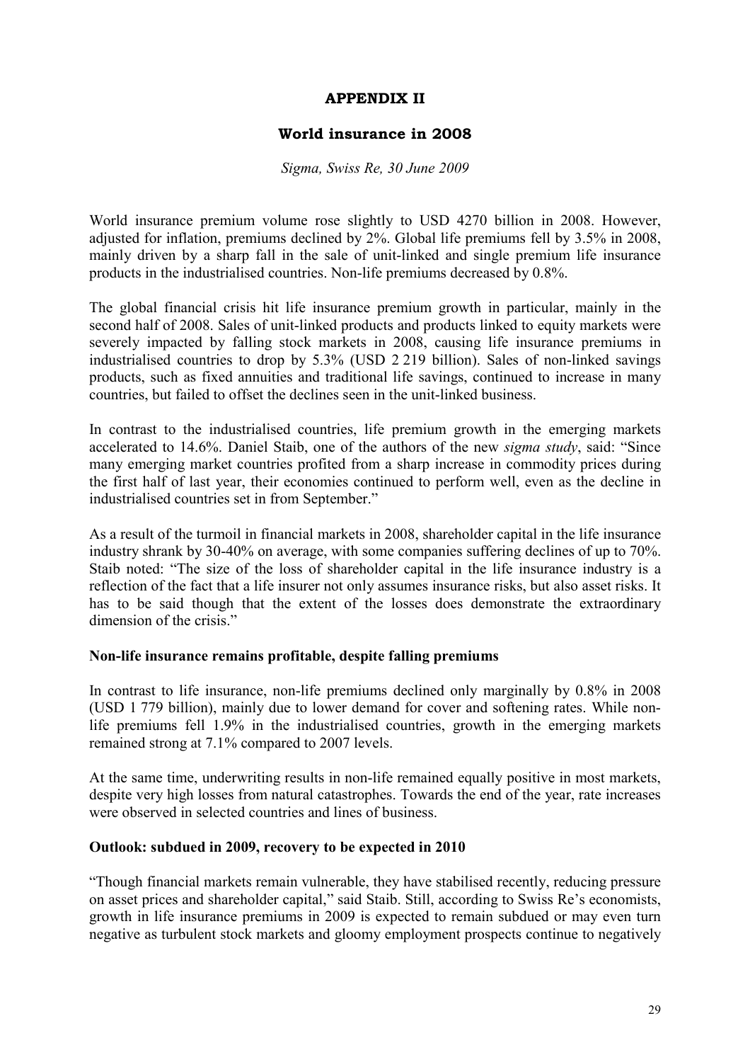# APPENDIX II

## World insurance in 2008

*Sigma, Swiss Re, 30 June 2009*

World insurance premium volume rose slightly to USD 4270 billion in 2008. However, adjusted for inflation, premiums declined by 2%. Global life premiums fell by 3.5% in 2008, mainly driven by a sharp fall in the sale of unit-linked and single premium life insurance products in the industrialised countries. Non-life premiums decreased by 0.8%.

The global financial crisis hit life insurance premium growth in particular, mainly in the second half of 2008. Sales of unit-linked products and products linked to equity markets were severely impacted by falling stock markets in 2008, causing life insurance premiums in industrialised countries to drop by 5.3% (USD 2 219 billion). Sales of non-linked savings products, such as fixed annuities and traditional life savings, continued to increase in many countries, but failed to offset the declines seen in the unit-linked business.

In contrast to the industrialised countries, life premium growth in the emerging markets accelerated to 14.6%. Daniel Staib, one of the authors of the new *sigma study*, said: "Since many emerging market countries profited from a sharp increase in commodity prices during the first half of last year, their economies continued to perform well, even as the decline in industrialised countries set in from September."

As a result of the turmoil in financial markets in 2008, shareholder capital in the life insurance industry shrank by 30-40% on average, with some companies suffering declines of up to 70%. Staib noted: "The size of the loss of shareholder capital in the life insurance industry is a reflection of the fact that a life insurer not only assumes insurance risks, but also asset risks. It has to be said though that the extent of the losses does demonstrate the extraordinary dimension of the crisis."

**Non-life insurance remains profitable, despite falling premiums**

In contrast to life insurance, non-life premiums declined only marginally by 0.8% in 2008 (USD 1 779 billion), mainly due to lower demand for cover and softening rates. While non-life premiums fell 1.9% in the industrialised countries, growth in the emerging markets remained strong at 7.1% compared to 2007 levels.

At the same time, underwriting results in non-life remained equally positive in most markets, despite very high losses from natural catastrophes. Towards the end of the year, rate increases were observed in selected countries and lines of business.

**Outlook: subdued in 2009, recovery to be expected in 2010**

"Though financial markets remain vulnerable, they have stabilised recently, reducing pressure on asset prices and shareholder capital," said Staib. Still, according to Swiss Re's economists, growth in life insurance premiums in 2009 is expected to remain subdued or may even turn negative as turbulent stock markets and gloomy employment prospects continue to negatively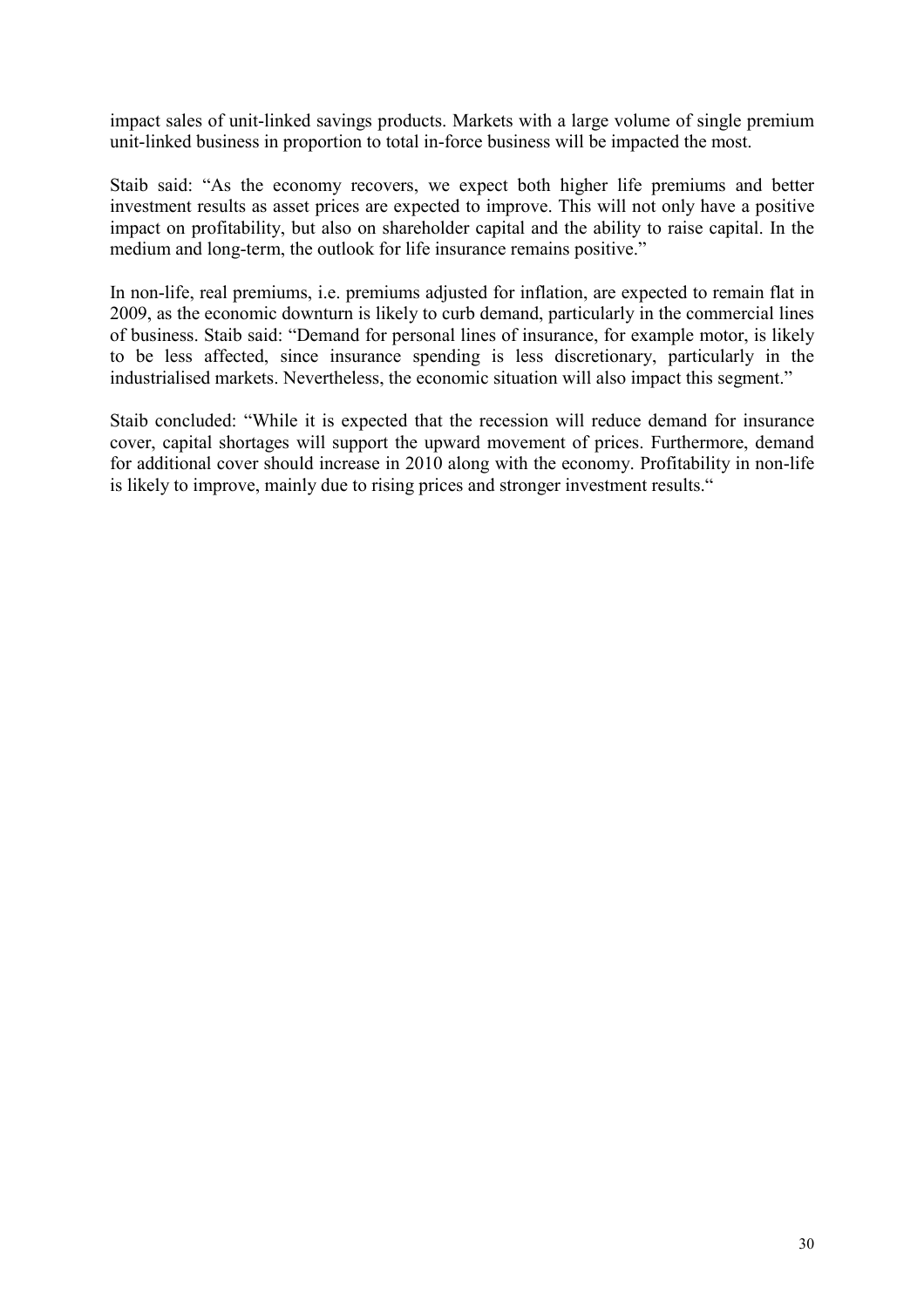impact sales of unit-linked savings products. Markets with a large volume of single premium unit-linked business in proportion to total in-force business will be impacted the most.

Staib said: "As the economy recovers, we expect both higher life premiums and better investment results as asset prices are expected to improve. This will not only have a positive impact on profitability, but also on shareholder capital and the ability to raise capital. In the medium and long-term, the outlook for life insurance remains positive."

In non-life, real premiums, i.e. premiums adjusted for inflation, are expected to remain flat in 2009, as the economic downturn is likely to curb demand, particularly in the commercial lines of business. Staib said: "Demand for personal lines of insurance, for example motor, is likely to be less affected, since insurance spending is less discretionary, particularly in the industrialised markets. Nevertheless, the economic situation will also impact this segment."

Staib concluded: "While it is expected that the recession will reduce demand for insurance cover, capital shortages will support the upward movement of prices. Furthermore, demand for additional cover should increase in 2010 along with the economy. Profitability in non-life is likely to improve, mainly due to rising prices and stronger investment results."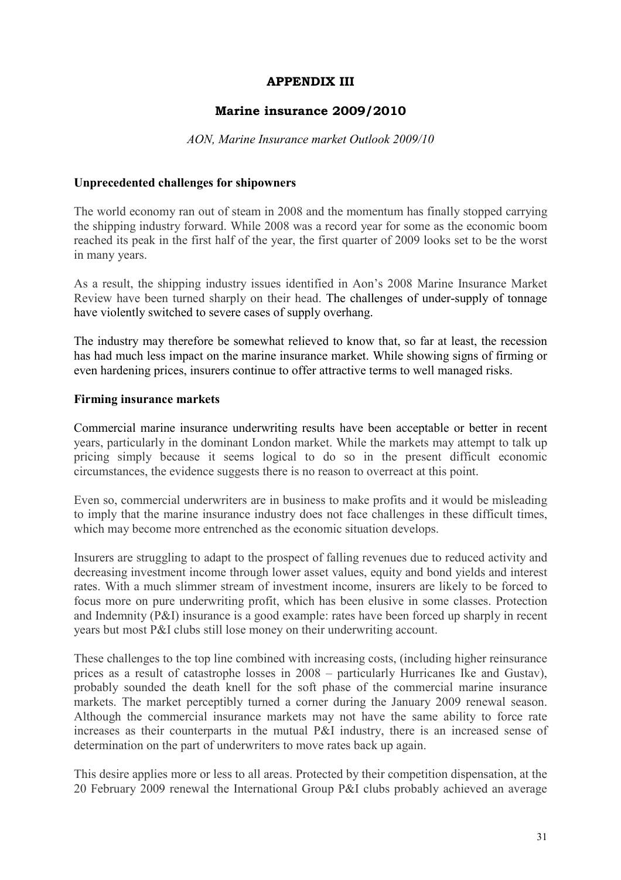# APPENDIX III

## Marine insurance 2009/2010

*AON, Marine Insurance market Outlook 2009/10*

### Unprecedented challenges for shipowners

The world economy ran out of steam in 2008 and the momentum has finally stopped carrying the shipping industry forward. While 2008 was a record year for some as the economic boom reached its peak in the first half of the year, the first quarter of 2009 looks set to be the worst in many years.

As a result, the shipping industry issues identified in Aon's 2008 Marine Insurance Market Review have been turned sharply on their head. The challenges of under-supply of tonnage have violently switched to severe cases of supply overhang.

The industry may therefore be somewhat relieved to know that, so far at least, the recession has had much less impact on the marine insurance market. While showing signs of firming or even hardening prices, insurers continue to offer attractive terms to well managed risks.

### Firming insurance markets

Commercial marine insurance underwriting results have been acceptable or better in recent years, particularly in the dominant London market. While the markets may attempt to talk up pricing simply because it seems logical to do so in the present difficult economic circumstances, the evidence suggests there is no reason to overreact at this point.

Even so, commercial underwriters are in business to make profits and it would be misleading to imply that the marine insurance industry does not face challenges in these difficult times, which may become more entrenched as the economic situation develops.

Insurers are struggling to adapt to the prospect of falling revenues due to reduced activity and decreasing investment income through lower asset values, equity and bond yields and interest rates. With a much slimmer stream of investment income, insurers are likely to be forced to focus more on pure underwriting profit, which has been elusive in some classes. Protection and Indemnity (P&I) insurance is a good example: rates have been forced up sharply in recent years but most P&I clubs still lose money on their underwriting account.

These challenges to the top line combined with increasing costs, (including higher reinsurance prices as a result of catastrophe losses in 2008 – particularly Hurricanes Ike and Gustav), probably sounded the death knell for the soft phase of the commercial marine insurance markets. The market perceptibly turned a corner during the January 2009 renewal season. Although the commercial insurance markets may not have the same ability to force rate increases as their counterparts in the mutual P&I industry, there is an increased sense of determination on the part of underwriters to move rates back up again.

This desire applies more or less to all areas. Protected by their competition dispensation, at the 20 February 2009 renewal the International Group P&I clubs probably achieved an average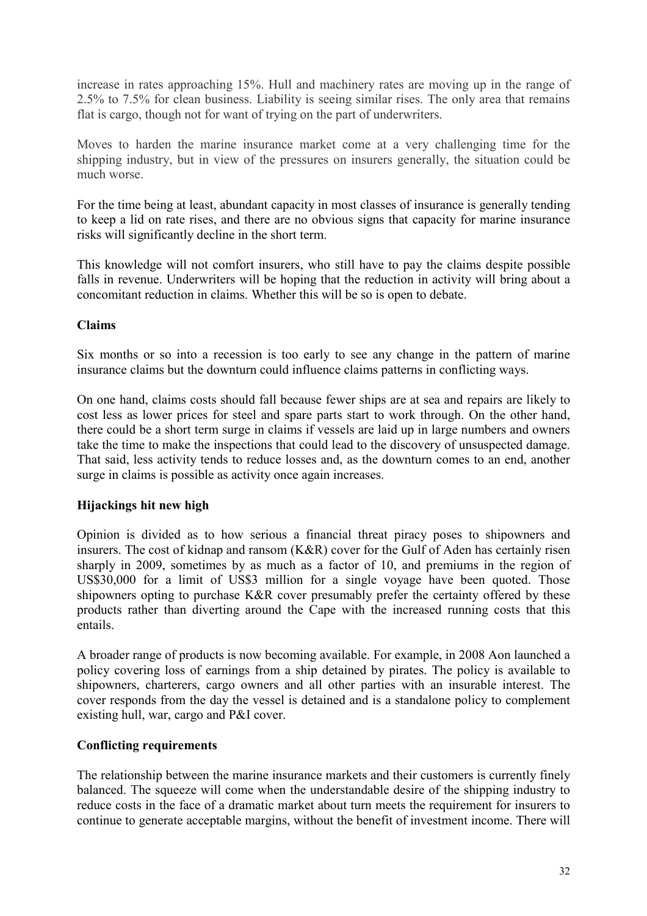increase in rates approaching 15%. Hull and machinery rates are moving up in the range of 2.5% to 7.5% for clean business. Liability is seeing similar rises. The only area that remains flat is cargo, though not for want of trying on the part of underwriters.

Moves to harden the marine insurance market come at a very challenging time for the shipping industry, but in view of the pressures on insurers generally, the situation could be much worse.

For the time being at least, abundant capacity in most classes of insurance is generally tending to keep a lid on rate rises, and there are no obvious signs that capacity for marine insurance risks will significantly decline in the short term.

This knowledge will not comfort insurers, who still have to pay the claims despite possible falls in revenue. Underwriters will be hoping that the reduction in activity will bring about a concomitant reduction in claims. Whether this will be so is open to debate.

**Claims**

Six months or so into a recession is too early to see any change in the pattern of marine insurance claims but the downturn could influence claims patterns in conflicting ways.

On one hand, claims costs should fall because fewer ships are at sea and repairs are likely to cost less as lower prices for steel and spare parts start to work through. On the other hand, there could be a short term surge in claims if vessels are laid up in large numbers and owners take the time to make the inspections that could lead to the discovery of unsuspected damage. That said, less activity tends to reduce losses and, as the downturn comes to an end, another surge in claims is possible as activity once again increases.

**Hijackings hit new high**

Opinion is divided as to how serious a financial threat piracy poses to shipowners and insurers. The cost of kidnap and ransom (K&R) cover for the Gulf of Aden has certainly risen sharply in 2009, sometimes by as much as a factor of 10, and premiums in the region of US$30,000 for a limit of US$3 million for a single voyage have been quoted. Those shipowners opting to purchase K&R cover presumably prefer the certainty offered by these products rather than diverting around the Cape with the increased running costs that this entails.

A broader range of products is now becoming available. For example, in 2008 Aon launched a policy covering loss of earnings from a ship detained by pirates. The policy is available to shipowners, charterers, cargo owners and all other parties with an insurable interest. The cover responds from the day the vessel is detained and is a standalone policy to complement existing hull, war, cargo and P&I cover.

**Conflicting requirements**

The relationship between the marine insurance markets and their customers is currently finely balanced. The squeeze will come when the understandable desire of the shipping industry to reduce costs in the face of a dramatic market about turn meets the requirement for insurers to continue to generate acceptable margins, without the benefit of investment income. There will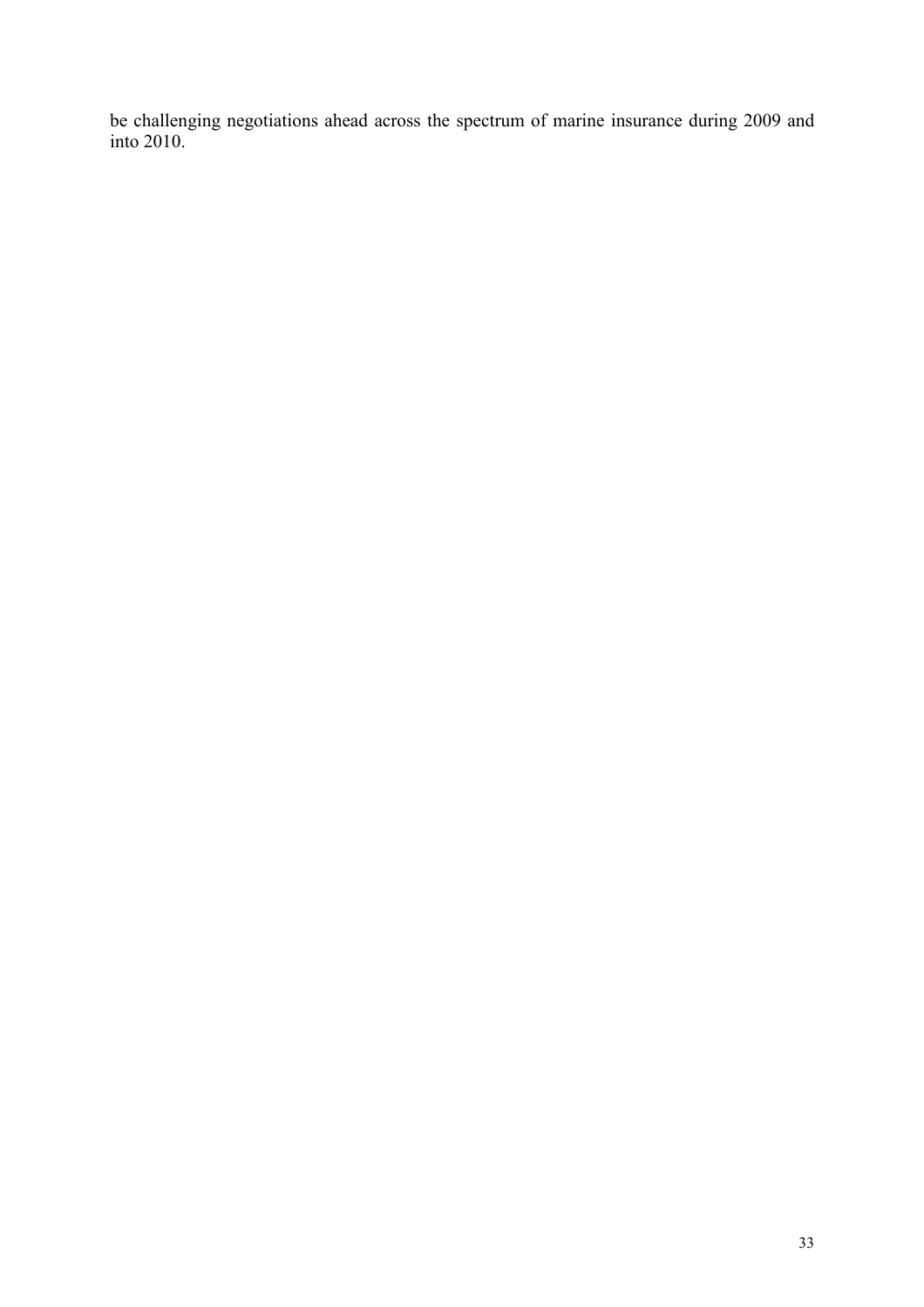be challenging negotiations ahead across the spectrum of marine insurance during 2009 and into 2010.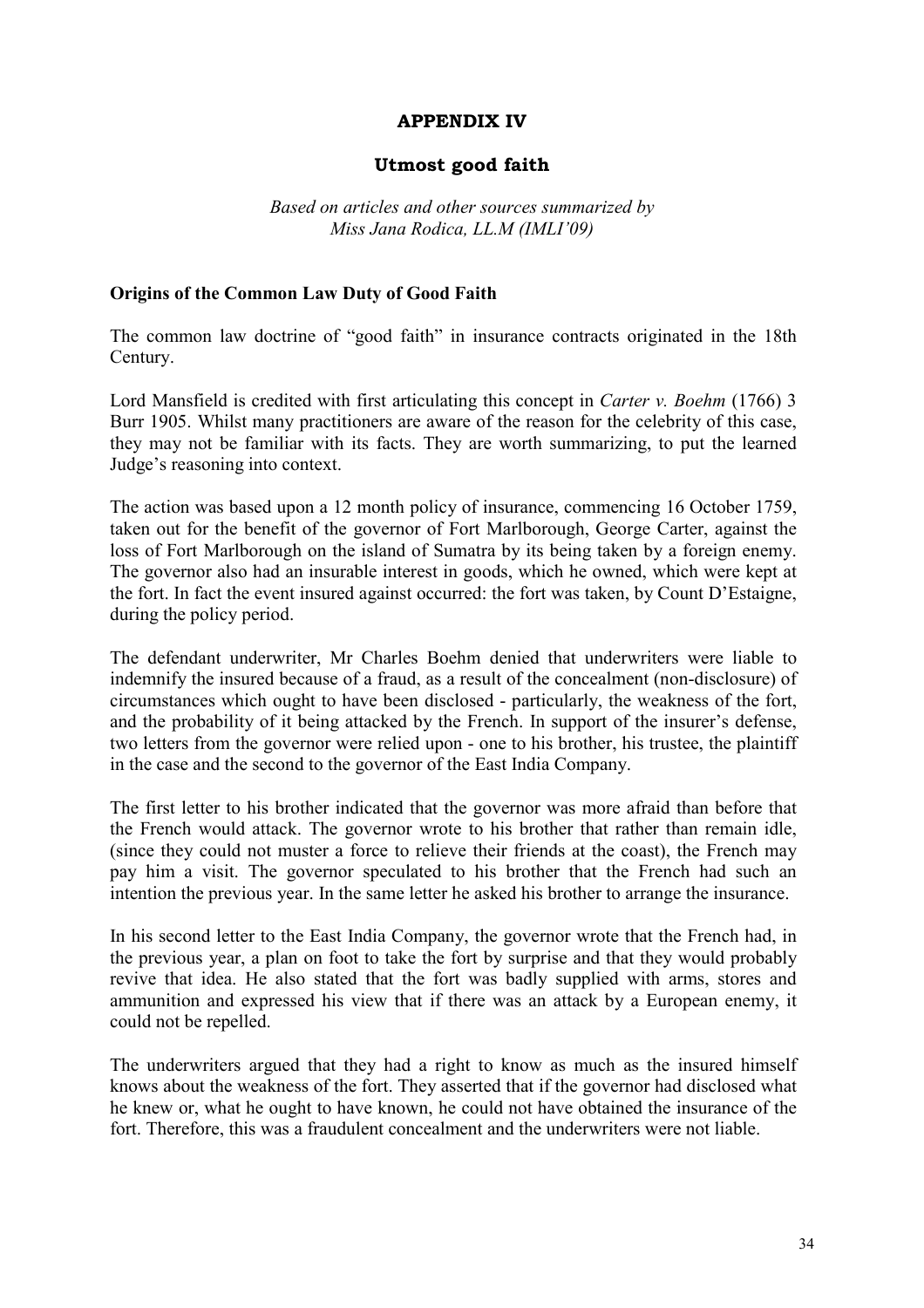# APPENDIX IV

## Utmost good faith

*Based on articles and other sources summarized by Miss Jana Rodica, LL.M (IMLI'09)*

### Origins of the Common Law Duty of Good Faith

The common law doctrine of "good faith" in insurance contracts originated in the 18th Century.

Lord Mansfield is credited with first articulating this concept in *Carter v. Boehm* (1766) 3 Burr 1905. Whilst many practitioners are aware of the reason for the celebrity of this case, they may not be familiar with its facts. They are worth summarizing, to put the learned Judge's reasoning into context.

The action was based upon a 12 month policy of insurance, commencing 16 October 1759, taken out for the benefit of the governor of Fort Marlborough, George Carter, against the loss of Fort Marlborough on the island of Sumatra by its being taken by a foreign enemy. The governor also had an insurable interest in goods, which he owned, which were kept at the fort. In fact the event insured against occurred: the fort was taken, by Count D'Estaigne, during the policy period.

The defendant underwriter, Mr Charles Boehm denied that underwriters were liable to indemnify the insured because of a fraud, as a result of the concealment (non-disclosure) of circumstances which ought to have been disclosed - particularly, the weakness of the fort, and the probability of it being attacked by the French. In support of the insurer's defense, two letters from the governor were relied upon - one to his brother, his trustee, the plaintiff in the case and the second to the governor of the East India Company.

The first letter to his brother indicated that the governor was more afraid than before that the French would attack. The governor wrote to his brother that rather than remain idle, (since they could not muster a force to relieve their friends at the coast), the French may pay him a visit. The governor speculated to his brother that the French had such an intention the previous year. In the same letter he asked his brother to arrange the insurance.

In his second letter to the East India Company, the governor wrote that the French had, in the previous year, a plan on foot to take the fort by surprise and that they would probably revive that idea. He also stated that the fort was badly supplied with arms, stores and ammunition and expressed his view that if there was an attack by a European enemy, it could not be repelled.

The underwriters argued that they had a right to know as much as the insured himself knows about the weakness of the fort. They asserted that if the governor had disclosed what he knew or, what he ought to have known, he could not have obtained the insurance of the fort. Therefore, this was a fraudulent concealment and the underwriters were not liable.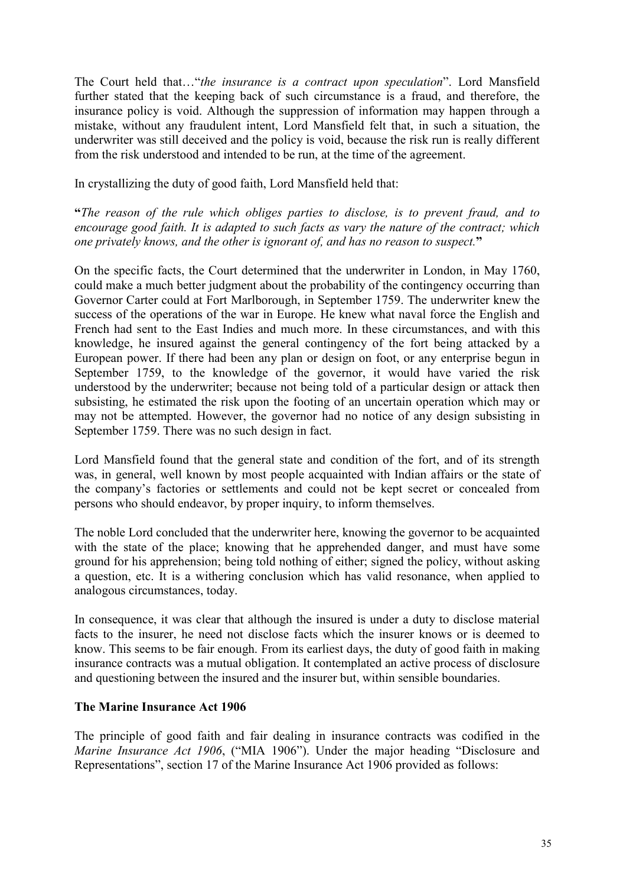The Court held that…"*the insurance is a contract upon speculation*". Lord Mansfield further stated that the keeping back of such circumstance is a fraud, and therefore, the insurance policy is void. Although the suppression of information may happen through a mistake, without any fraudulent intent, Lord Mansfield felt that, in such a situation, the underwriter was still deceived and the policy is void, because the risk run is really different from the risk understood and intended to be run, at the time of the agreement.

In crystallizing the duty of good faith, Lord Mansfield held that:

**"***The reason of the rule which obliges parties to disclose, is to prevent fraud, and to encourage good faith. It is adapted to such facts as vary the nature of the contract; which one privately knows, and the other is ignorant of, and has no reason to suspect.***"**

On the specific facts, the Court determined that the underwriter in London, in May 1760, could make a much better judgment about the probability of the contingency occurring than Governor Carter could at Fort Marlborough, in September 1759. The underwriter knew the success of the operations of the war in Europe. He knew what naval force the English and French had sent to the East Indies and much more. In these circumstances, and with this knowledge, he insured against the general contingency of the fort being attacked by a European power. If there had been any plan or design on foot, or any enterprise begun in September 1759, to the knowledge of the governor, it would have varied the risk understood by the underwriter; because not being told of a particular design or attack then subsisting, he estimated the risk upon the footing of an uncertain operation which may or may not be attempted. However, the governor had no notice of any design subsisting in September 1759. There was no such design in fact.

Lord Mansfield found that the general state and condition of the fort, and of its strength was, in general, well known by most people acquainted with Indian affairs or the state of the company's factories or settlements and could not be kept secret or concealed from persons who should endeavor, by proper inquiry, to inform themselves.

The noble Lord concluded that the underwriter here, knowing the governor to be acquainted with the state of the place; knowing that he apprehended danger, and must have some ground for his apprehension; being told nothing of either; signed the policy, without asking a question, etc. It is a withering conclusion which has valid resonance, when applied to analogous circumstances, today.

In consequence, it was clear that although the insured is under a duty to disclose material facts to the insurer, he need not disclose facts which the insurer knows or is deemed to know. This seems to be fair enough. From its earliest days, the duty of good faith in making insurance contracts was a mutual obligation. It contemplated an active process of disclosure and questioning between the insured and the insurer but, within sensible boundaries.

**The Marine Insurance Act 1906**

The principle of good faith and fair dealing in insurance contracts was codified in the *Marine Insurance Act 1906*, ("MIA 1906"). Under the major heading "Disclosure and Representations", section 17 of the Marine Insurance Act 1906 provided as follows: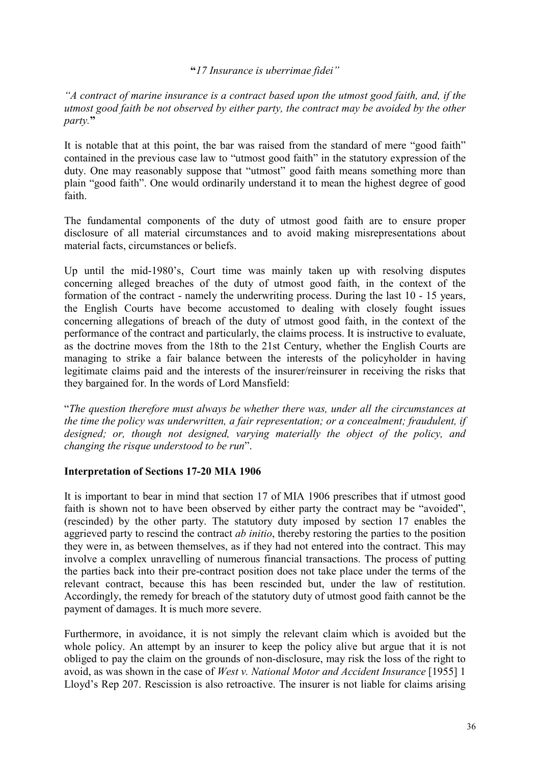**"***17 Insurance is uberrimae fidei"*

*"A contract of marine insurance is a contract based upon the utmost good faith, and, if the utmost good faith be not observed by either party, the contract may be avoided by the other party.***"**

It is notable that at this point, the bar was raised from the standard of mere "good faith" contained in the previous case law to "utmost good faith" in the statutory expression of the duty. One may reasonably suppose that "utmost" good faith means something more than plain "good faith". One would ordinarily understand it to mean the highest degree of good faith.

The fundamental components of the duty of utmost good faith are to ensure proper disclosure of all material circumstances and to avoid making misrepresentations about material facts, circumstances or beliefs.

Up until the mid-1980's, Court time was mainly taken up with resolving disputes concerning alleged breaches of the duty of utmost good faith, in the context of the formation of the contract - namely the underwriting process. During the last 10 - 15 years, the English Courts have become accustomed to dealing with closely fought issues concerning allegations of breach of the duty of utmost good faith, in the context of the performance of the contract and particularly, the claims process. It is instructive to evaluate, as the doctrine moves from the 18th to the 21st Century, whether the English Courts are managing to strike a fair balance between the interests of the policyholder in having legitimate claims paid and the interests of the insurer/reinsurer in receiving the risks that they bargained for. In the words of Lord Mansfield:

"*The question therefore must always be whether there was, under all the circumstances at the time the policy was underwritten, a fair representation; or a concealment; fraudulent, if designed; or, though not designed, varying materially the object of the policy, and changing the risque understood to be run*".

**Interpretation of Sections 17-20 MIA 1906**

It is important to bear in mind that section 17 of MIA 1906 prescribes that if utmost good faith is shown not to have been observed by either party the contract may be "avoided", (rescinded) by the other party. The statutory duty imposed by section 17 enables the aggrieved party to rescind the contract *ab initio*, thereby restoring the parties to the position they were in, as between themselves, as if they had not entered into the contract. This may involve a complex unravelling of numerous financial transactions. The process of putting the parties back into their pre-contract position does not take place under the terms of the relevant contract, because this has been rescinded but, under the law of restitution. Accordingly, the remedy for breach of the statutory duty of utmost good faith cannot be the payment of damages. It is much more severe.

Furthermore, in avoidance, it is not simply the relevant claim which is avoided but the whole policy. An attempt by an insurer to keep the policy alive but argue that it is not obliged to pay the claim on the grounds of non-disclosure, may risk the loss of the right to avoid, as was shown in the case of *West v. National Motor and Accident Insurance* [1955] 1 Lloyd's Rep 207. Rescission is also retroactive. The insurer is not liable for claims arising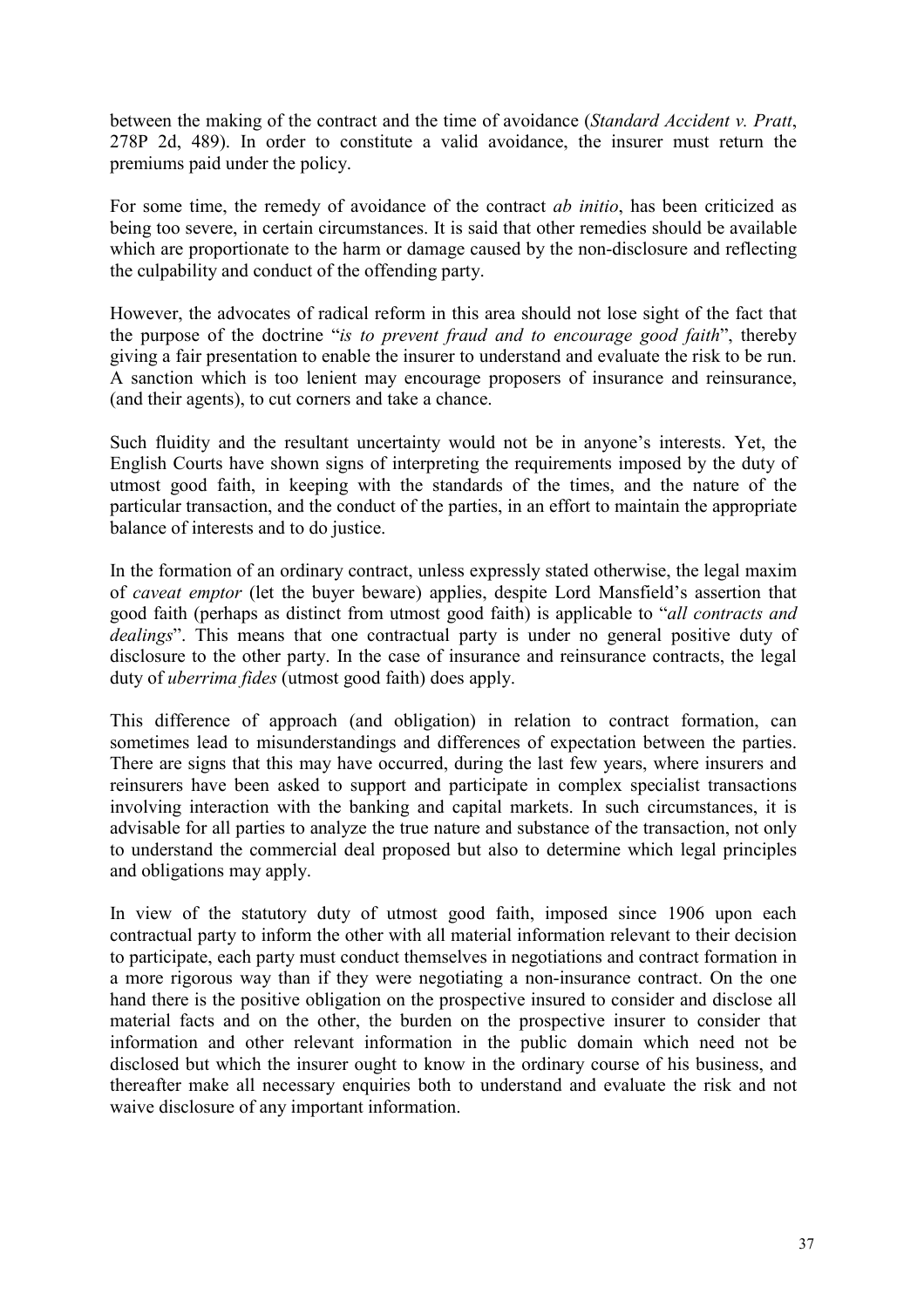between the making of the contract and the time of avoidance (*Standard Accident v. Pratt*, 278P 2d, 489). In order to constitute a valid avoidance, the insurer must return the premiums paid under the policy.

For some time, the remedy of avoidance of the contract *ab initio*, has been criticized as being too severe, in certain circumstances. It is said that other remedies should be available which are proportionate to the harm or damage caused by the non-disclosure and reflecting the culpability and conduct of the offending party.

However, the advocates of radical reform in this area should not lose sight of the fact that the purpose of the doctrine "*is to prevent fraud and to encourage good faith*", thereby giving a fair presentation to enable the insurer to understand and evaluate the risk to be run. A sanction which is too lenient may encourage proposers of insurance and reinsurance, (and their agents), to cut corners and take a chance.

Such fluidity and the resultant uncertainty would not be in anyone's interests. Yet, the English Courts have shown signs of interpreting the requirements imposed by the duty of utmost good faith, in keeping with the standards of the times, and the nature of the particular transaction, and the conduct of the parties, in an effort to maintain the appropriate balance of interests and to do justice.

In the formation of an ordinary contract, unless expressly stated otherwise, the legal maxim of *caveat emptor* (let the buyer beware) applies, despite Lord Mansfield's assertion that good faith (perhaps as distinct from utmost good faith) is applicable to "*all contracts and dealings*". This means that one contractual party is under no general positive duty of disclosure to the other party. In the case of insurance and reinsurance contracts, the legal duty of *uberrima fides* (utmost good faith) does apply.

This difference of approach (and obligation) in relation to contract formation, can sometimes lead to misunderstandings and differences of expectation between the parties. There are signs that this may have occurred, during the last few years, where insurers and reinsurers have been asked to support and participate in complex specialist transactions involving interaction with the banking and capital markets. In such circumstances, it is advisable for all parties to analyze the true nature and substance of the transaction, not only to understand the commercial deal proposed but also to determine which legal principles and obligations may apply.

In view of the statutory duty of utmost good faith, imposed since 1906 upon each contractual party to inform the other with all material information relevant to their decision to participate, each party must conduct themselves in negotiations and contract formation in a more rigorous way than if they were negotiating a non-insurance contract. On the one hand there is the positive obligation on the prospective insured to consider and disclose all material facts and on the other, the burden on the prospective insurer to consider that information and other relevant information in the public domain which need not be disclosed but which the insurer ought to know in the ordinary course of his business, and thereafter make all necessary enquiries both to understand and evaluate the risk and not waive disclosure of any important information.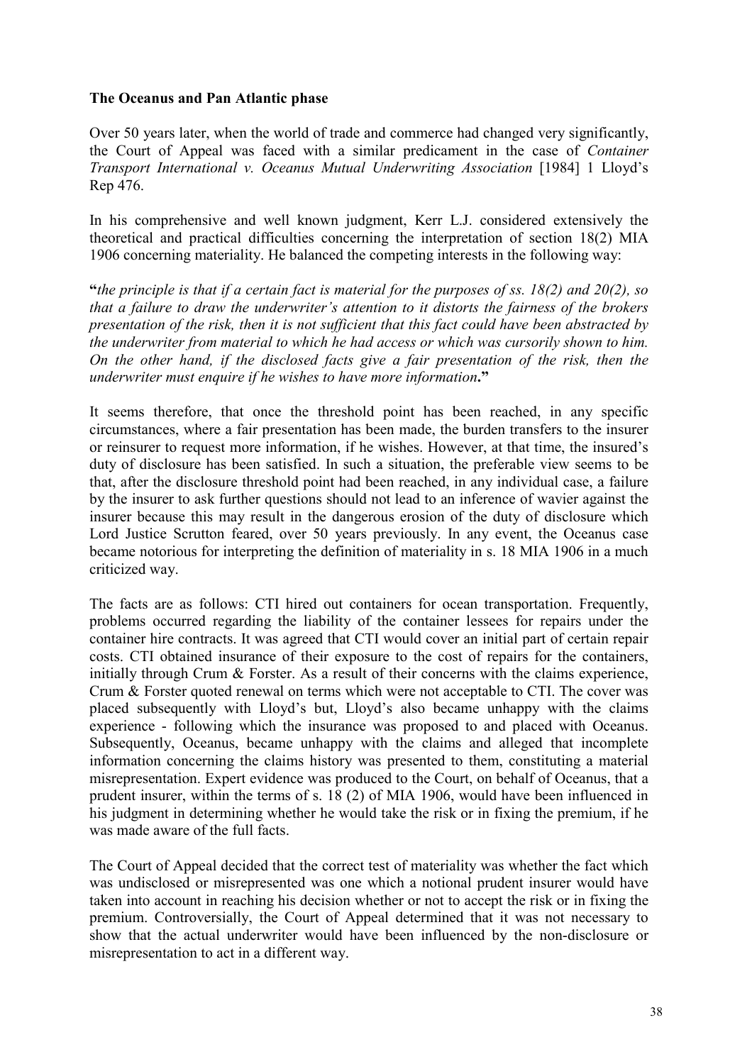**The Oceanus and Pan Atlantic phase**

Over 50 years later, when the world of trade and commerce had changed very significantly, the Court of Appeal was faced with a similar predicament in the case of *Container Transport International v. Oceanus Mutual Underwriting Association* [1984] 1 Lloyd's Rep 476.

In his comprehensive and well known judgment, Kerr L.J. considered extensively the theoretical and practical difficulties concerning the interpretation of section 18(2) MIA 1906 concerning materiality. He balanced the competing interests in the following way:

**"***the principle is that if a certain fact is material for the purposes of ss. 18(2) and 20(2), so that a failure to draw the underwriter's attention to it distorts the fairness of the brokers presentation of the risk, then it is not sufficient that this fact could have been abstracted by the underwriter from material to which he had access or which was cursorily shown to him. On the other hand, if the disclosed facts give a fair presentation of the risk, then the underwriter must enquire if he wishes to have more information***."**

It seems therefore, that once the threshold point has been reached, in any specific circumstances, where a fair presentation has been made, the burden transfers to the insurer or reinsurer to request more information, if he wishes. However, at that time, the insured's duty of disclosure has been satisfied. In such a situation, the preferable view seems to be that, after the disclosure threshold point had been reached, in any individual case, a failure by the insurer to ask further questions should not lead to an inference of wavier against the insurer because this may result in the dangerous erosion of the duty of disclosure which Lord Justice Scrutton feared, over 50 years previously. In any event, the Oceanus case became notorious for interpreting the definition of materiality in s. 18 MIA 1906 in a much criticized way.

The facts are as follows: CTI hired out containers for ocean transportation. Frequently, problems occurred regarding the liability of the container lessees for repairs under the container hire contracts. It was agreed that CTI would cover an initial part of certain repair costs. CTI obtained insurance of their exposure to the cost of repairs for the containers, initially through Crum & Forster. As a result of their concerns with the claims experience, Crum & Forster quoted renewal on terms which were not acceptable to CTI. The cover was placed subsequently with Lloyd's but, Lloyd's also became unhappy with the claims experience - following which the insurance was proposed to and placed with Oceanus. Subsequently, Oceanus, became unhappy with the claims and alleged that incomplete information concerning the claims history was presented to them, constituting a material misrepresentation. Expert evidence was produced to the Court, on behalf of Oceanus, that a prudent insurer, within the terms of s. 18 (2) of MIA 1906, would have been influenced in his judgment in determining whether he would take the risk or in fixing the premium, if he was made aware of the full facts.

The Court of Appeal decided that the correct test of materiality was whether the fact which was undisclosed or misrepresented was one which a notional prudent insurer would have taken into account in reaching his decision whether or not to accept the risk or in fixing the premium. Controversially, the Court of Appeal determined that it was not necessary to show that the actual underwriter would have been influenced by the non-disclosure or misrepresentation to act in a different way.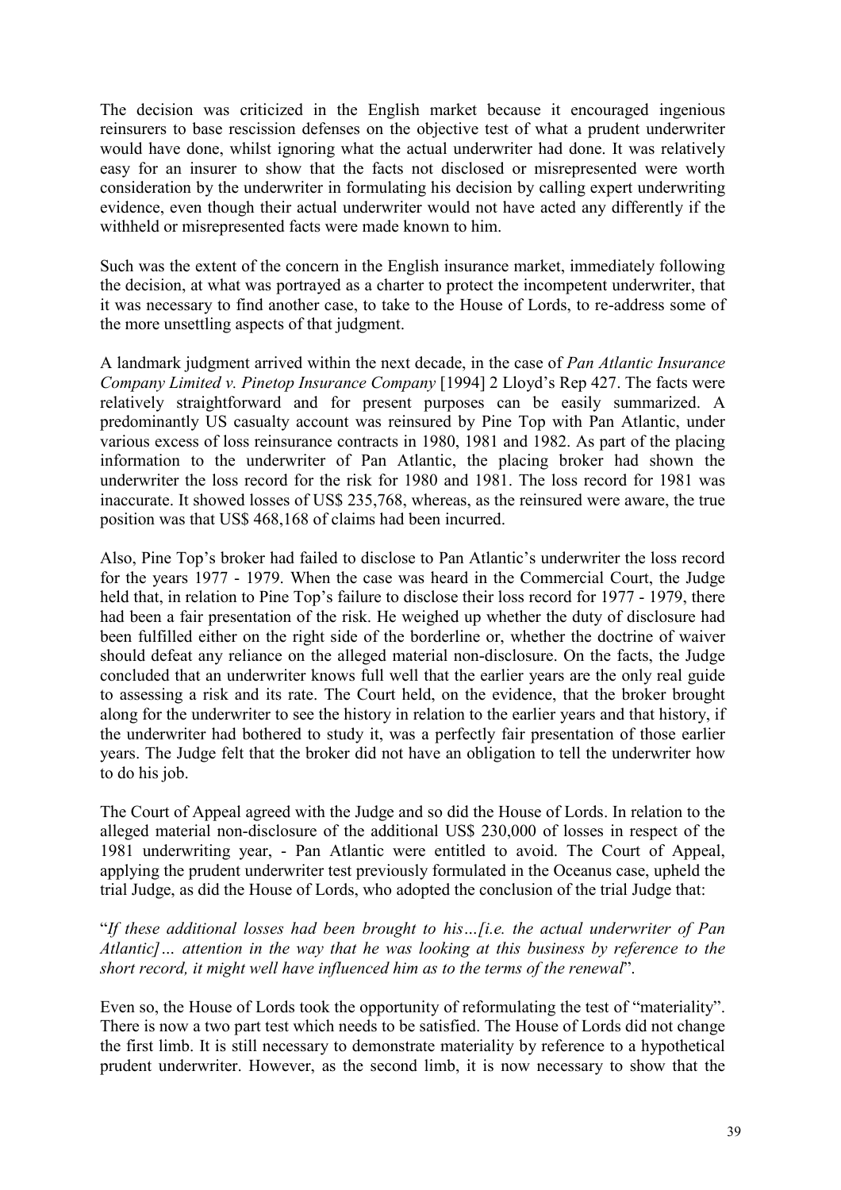The decision was criticized in the English market because it encouraged ingenious reinsurers to base rescission defenses on the objective test of what a prudent underwriter would have done, whilst ignoring what the actual underwriter had done. It was relatively easy for an insurer to show that the facts not disclosed or misrepresented were worth consideration by the underwriter in formulating his decision by calling expert underwriting evidence, even though their actual underwriter would not have acted any differently if the withheld or misrepresented facts were made known to him.

Such was the extent of the concern in the English insurance market, immediately following the decision, at what was portrayed as a charter to protect the incompetent underwriter, that it was necessary to find another case, to take to the House of Lords, to re-address some of the more unsettling aspects of that judgment.

A landmark judgment arrived within the next decade, in the case of *Pan Atlantic Insurance Company Limited v. Pinetop Insurance Company* [1994] 2 Lloyd's Rep 427. The facts were relatively straightforward and for present purposes can be easily summarized. A predominantly US casualty account was reinsured by Pine Top with Pan Atlantic, under various excess of loss reinsurance contracts in 1980, 1981 and 1982. As part of the placing information to the underwriter of Pan Atlantic, the placing broker had shown the underwriter the loss record for the risk for 1980 and 1981. The loss record for 1981 was inaccurate. It showed losses of US$ 235,768, whereas, as the reinsured were aware, the true position was that US$ 468,168 of claims had been incurred.

Also, Pine Top's broker had failed to disclose to Pan Atlantic's underwriter the loss record for the years 1977 - 1979. When the case was heard in the Commercial Court, the Judge held that, in relation to Pine Top's failure to disclose their loss record for 1977 - 1979, there had been a fair presentation of the risk. He weighed up whether the duty of disclosure had been fulfilled either on the right side of the borderline or, whether the doctrine of waiver should defeat any reliance on the alleged material non-disclosure. On the facts, the Judge concluded that an underwriter knows full well that the earlier years are the only real guide to assessing a risk and its rate. The Court held, on the evidence, that the broker brought along for the underwriter to see the history in relation to the earlier years and that history, if the underwriter had bothered to study it, was a perfectly fair presentation of those earlier years. The Judge felt that the broker did not have an obligation to tell the underwriter how to do his job.

The Court of Appeal agreed with the Judge and so did the House of Lords. In relation to the alleged material non-disclosure of the additional US$ 230,000 of losses in respect of the 1981 underwriting year, - Pan Atlantic were entitled to avoid. The Court of Appeal, applying the prudent underwriter test previously formulated in the Oceanus case, upheld the trial Judge, as did the House of Lords, who adopted the conclusion of the trial Judge that:

"*If these additional losses had been brought to his…[i.e. the actual underwriter of Pan Atlantic]… attention in the way that he was looking at this business by reference to the short record, it might well have influenced him as to the terms of the renewal*".

Even so, the House of Lords took the opportunity of reformulating the test of "materiality". There is now a two part test which needs to be satisfied. The House of Lords did not change the first limb. It is still necessary to demonstrate materiality by reference to a hypothetical prudent underwriter. However, as the second limb, it is now necessary to show that the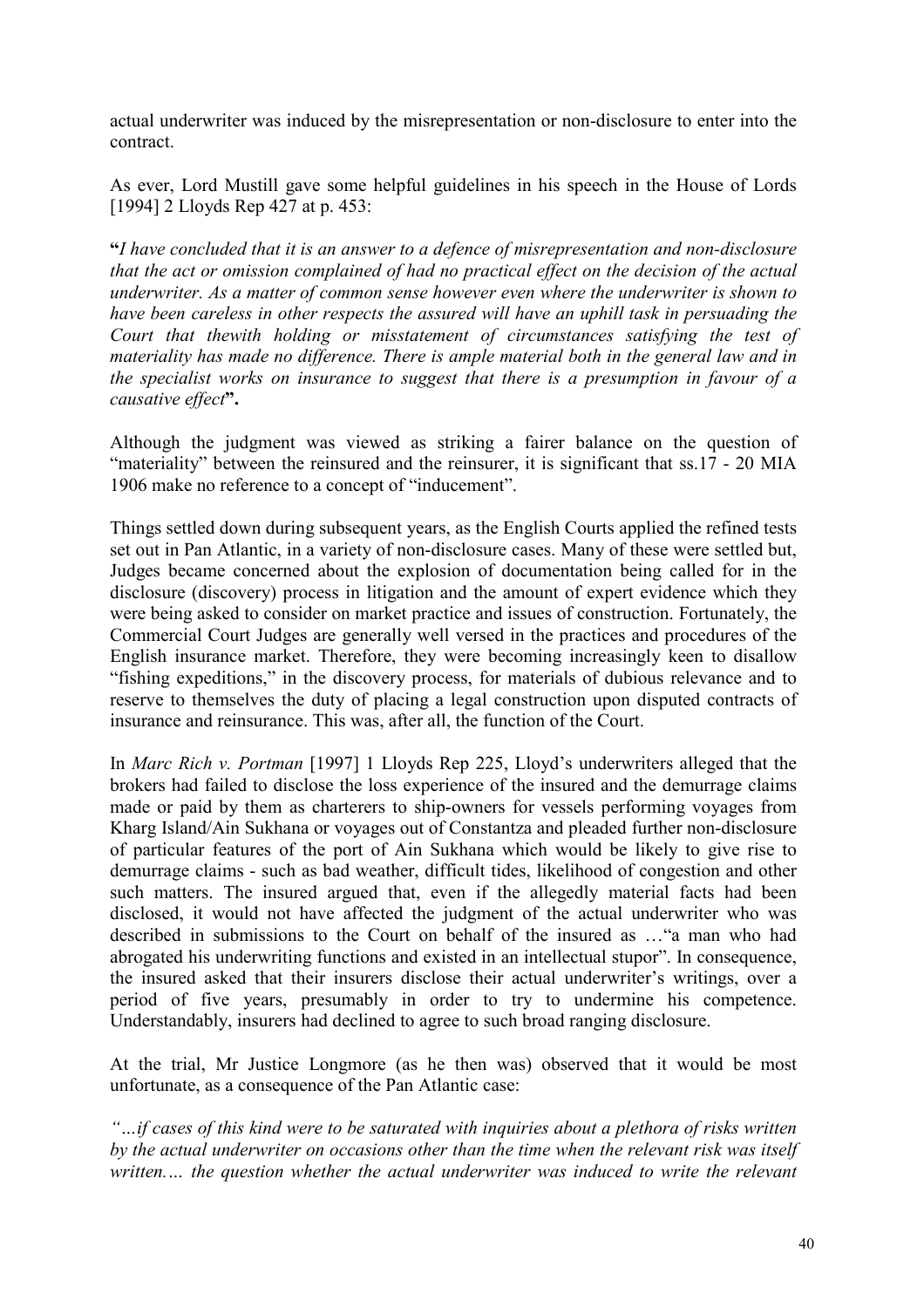actual underwriter was induced by the misrepresentation or non-disclosure to enter into the contract.

As ever, Lord Mustill gave some helpful guidelines in his speech in the House of Lords [1994] 2 Lloyds Rep 427 at p. 453:

**"***I have concluded that it is an answer to a defence of misrepresentation and non-disclosure that the act or omission complained of had no practical effect on the decision of the actual underwriter. As a matter of common sense however even where the underwriter is shown to have been careless in other respects the assured will have an uphill task in persuading the Court that thewith holding or misstatement of circumstances satisfying the test of materiality has made no difference. There is ample material both in the general law and in the specialist works on insurance to suggest that there is a presumption in favour of a causative effect***".**

Although the judgment was viewed as striking a fairer balance on the question of "materiality" between the reinsured and the reinsurer, it is significant that ss.17 - 20 MIA 1906 make no reference to a concept of "inducement".

Things settled down during subsequent years, as the English Courts applied the refined tests set out in Pan Atlantic, in a variety of non-disclosure cases. Many of these were settled but, Judges became concerned about the explosion of documentation being called for in the disclosure (discovery) process in litigation and the amount of expert evidence which they were being asked to consider on market practice and issues of construction. Fortunately, the Commercial Court Judges are generally well versed in the practices and procedures of the English insurance market. Therefore, they were becoming increasingly keen to disallow "fishing expeditions," in the discovery process, for materials of dubious relevance and to reserve to themselves the duty of placing a legal construction upon disputed contracts of insurance and reinsurance. This was, after all, the function of the Court.

In *Marc Rich v. Portman* [1997] 1 Lloyds Rep 225, Lloyd's underwriters alleged that the brokers had failed to disclose the loss experience of the insured and the demurrage claims made or paid by them as charterers to ship-owners for vessels performing voyages from Kharg Island/Ain Sukhana or voyages out of Constantza and pleaded further non-disclosure of particular features of the port of Ain Sukhana which would be likely to give rise to demurrage claims - such as bad weather, difficult tides, likelihood of congestion and other such matters. The insured argued that, even if the allegedly material facts had been disclosed, it would not have affected the judgment of the actual underwriter who was described in submissions to the Court on behalf of the insured as …"a man who had abrogated his underwriting functions and existed in an intellectual stupor". In consequence, the insured asked that their insurers disclose their actual underwriter's writings, over a period of five years, presumably in order to try to undermine his competence. Understandably, insurers had declined to agree to such broad ranging disclosure.

At the trial, Mr Justice Longmore (as he then was) observed that it would be most unfortunate, as a consequence of the Pan Atlantic case:

*"…if cases of this kind were to be saturated with inquiries about a plethora of risks written by the actual underwriter on occasions other than the time when the relevant risk was itself written.… the question whether the actual underwriter was induced to write the relevant*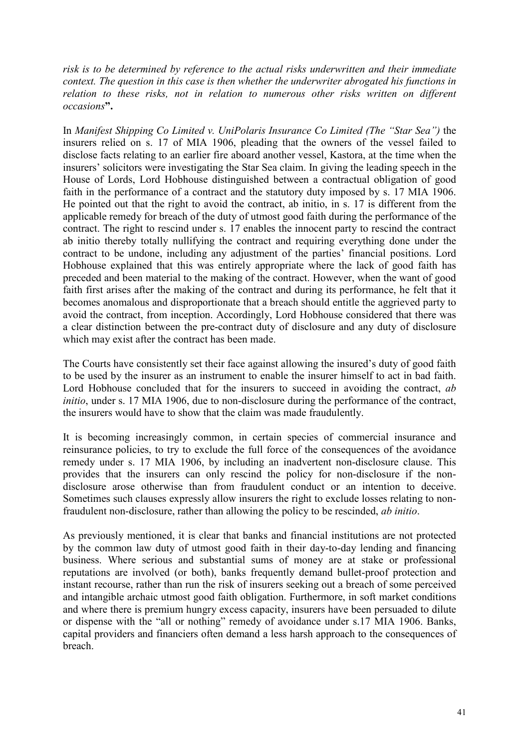*risk is to be determined by reference to the actual risks underwritten and their immediate context. The question in this case is then whether the underwriter abrogated his functions in relation to these risks, not in relation to numerous other risks written on different occasions***".**

In *Manifest Shipping Co Limited v. UniPolaris Insurance Co Limited (The "Star Sea")* the insurers relied on s. 17 of MIA 1906, pleading that the owners of the vessel failed to disclose facts relating to an earlier fire aboard another vessel, Kastora, at the time when the insurers' solicitors were investigating the Star Sea claim. In giving the leading speech in the House of Lords, Lord Hobhouse distinguished between a contractual obligation of good faith in the performance of a contract and the statutory duty imposed by s. 17 MIA 1906. He pointed out that the right to avoid the contract, ab initio, in s. 17 is different from the applicable remedy for breach of the duty of utmost good faith during the performance of the contract. The right to rescind under s. 17 enables the innocent party to rescind the contract ab initio thereby totally nullifying the contract and requiring everything done under the contract to be undone, including any adjustment of the parties' financial positions. Lord Hobhouse explained that this was entirely appropriate where the lack of good faith has preceded and been material to the making of the contract. However, when the want of good faith first arises after the making of the contract and during its performance, he felt that it becomes anomalous and disproportionate that a breach should entitle the aggrieved party to avoid the contract, from inception. Accordingly, Lord Hobhouse considered that there was a clear distinction between the pre-contract duty of disclosure and any duty of disclosure which may exist after the contract has been made.

The Courts have consistently set their face against allowing the insured's duty of good faith to be used by the insurer as an instrument to enable the insurer himself to act in bad faith. Lord Hobhouse concluded that for the insurers to succeed in avoiding the contract, *ab initio*, under s. 17 MIA 1906, due to non-disclosure during the performance of the contract, the insurers would have to show that the claim was made fraudulently.

It is becoming increasingly common, in certain species of commercial insurance and reinsurance policies, to try to exclude the full force of the consequences of the avoidance remedy under s. 17 MIA 1906, by including an inadvertent non-disclosure clause. This provides that the insurers can only rescind the policy for non-disclosure if the non-disclosure arose otherwise than from fraudulent conduct or an intention to deceive. Sometimes such clauses expressly allow insurers the right to exclude losses relating to non-fraudulent non-disclosure, rather than allowing the policy to be rescinded, *ab initio*.

As previously mentioned, it is clear that banks and financial institutions are not protected by the common law duty of utmost good faith in their day-to-day lending and financing business. Where serious and substantial sums of money are at stake or professional reputations are involved (or both), banks frequently demand bullet-proof protection and instant recourse, rather than run the risk of insurers seeking out a breach of some perceived and intangible archaic utmost good faith obligation. Furthermore, in soft market conditions and where there is premium hungry excess capacity, insurers have been persuaded to dilute or dispense with the "all or nothing" remedy of avoidance under s.17 MIA 1906. Banks, capital providers and financiers often demand a less harsh approach to the consequences of breach.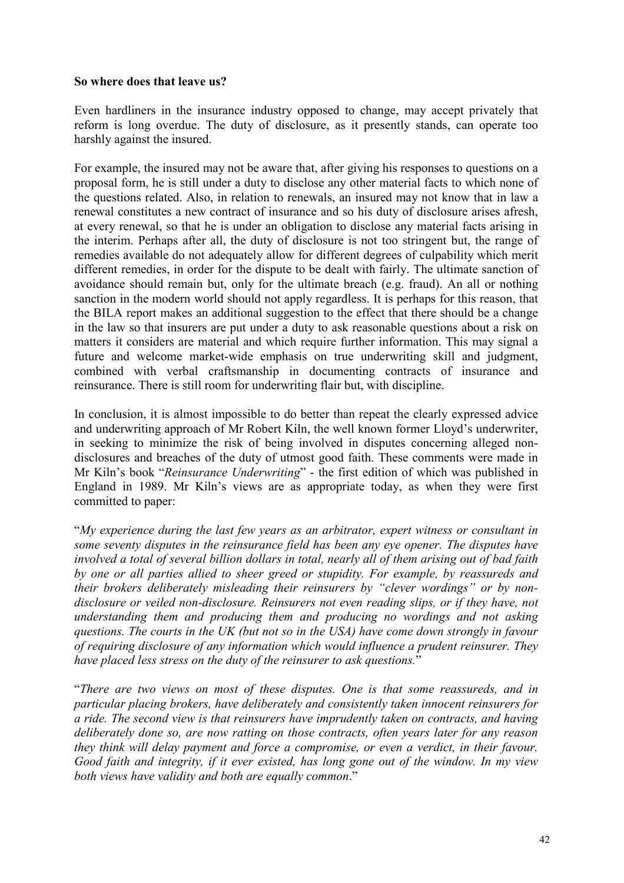**So where does that leave us?**

Even hardliners in the insurance industry opposed to change, may accept privately that reform is long overdue. The duty of disclosure, as it presently stands, can operate too harshly against the insured.

For example, the insured may not be aware that, after giving his responses to questions on a proposal form, he is still under a duty to disclose any other material facts to which none of the questions related. Also, in relation to renewals, an insured may not know that in law a renewal constitutes a new contract of insurance and so his duty of disclosure arises afresh, at every renewal, so that he is under an obligation to disclose any material facts arising in the interim. Perhaps after all, the duty of disclosure is not too stringent but, the range of remedies available do not adequately allow for different degrees of culpability which merit different remedies, in order for the dispute to be dealt with fairly. The ultimate sanction of avoidance should remain but, only for the ultimate breach (e.g. fraud). An all or nothing sanction in the modern world should not apply regardless. It is perhaps for this reason, that the BILA report makes an additional suggestion to the effect that there should be a change in the law so that insurers are put under a duty to ask reasonable questions about a risk on matters it considers are material and which require further information. This may signal a future and welcome market-wide emphasis on true underwriting skill and judgment, combined with verbal craftsmanship in documenting contracts of insurance and reinsurance. There is still room for underwriting flair but, with discipline.

In conclusion, it is almost impossible to do better than repeat the clearly expressed advice and underwriting approach of Mr Robert Kiln, the well known former Lloyd's underwriter, in seeking to minimize the risk of being involved in disputes concerning alleged non-disclosures and breaches of the duty of utmost good faith. These comments were made in Mr Kiln's book "*Reinsurance Underwriting*" - the first edition of which was published in England in 1989. Mr Kiln's views are as appropriate today, as when they were first committed to paper:

"*My experience during the last few years as an arbitrator, expert witness or consultant in some seventy disputes in the reinsurance field has been any eye opener. The disputes have involved a total of several billion dollars in total, nearly all of them arising out of bad faith by one or all parties allied to sheer greed or stupidity. For example, by reassureds and their brokers deliberately misleading their reinsurers by "clever wordings" or by non-disclosure or veiled non-disclosure. Reinsurers not even reading slips, or if they have, not understanding them and producing them and producing no wordings and not asking questions. The courts in the UK (but not so in the USA) have come down strongly in favour of requiring disclosure of any information which would influence a prudent reinsurer. They have placed less stress on the duty of the reinsurer to ask questions.*"

"*There are two views on most of these disputes. One is that some reassureds, and in particular placing brokers, have deliberately and consistently taken innocent reinsurers for a ride. The second view is that reinsurers have imprudently taken on contracts, and having deliberately done so, are now ratting on those contracts, often years later for any reason they think will delay payment and force a compromise, or even a verdict, in their favour. Good faith and integrity, if it ever existed, has long gone out of the window. In my view both views have validity and both are equally common*."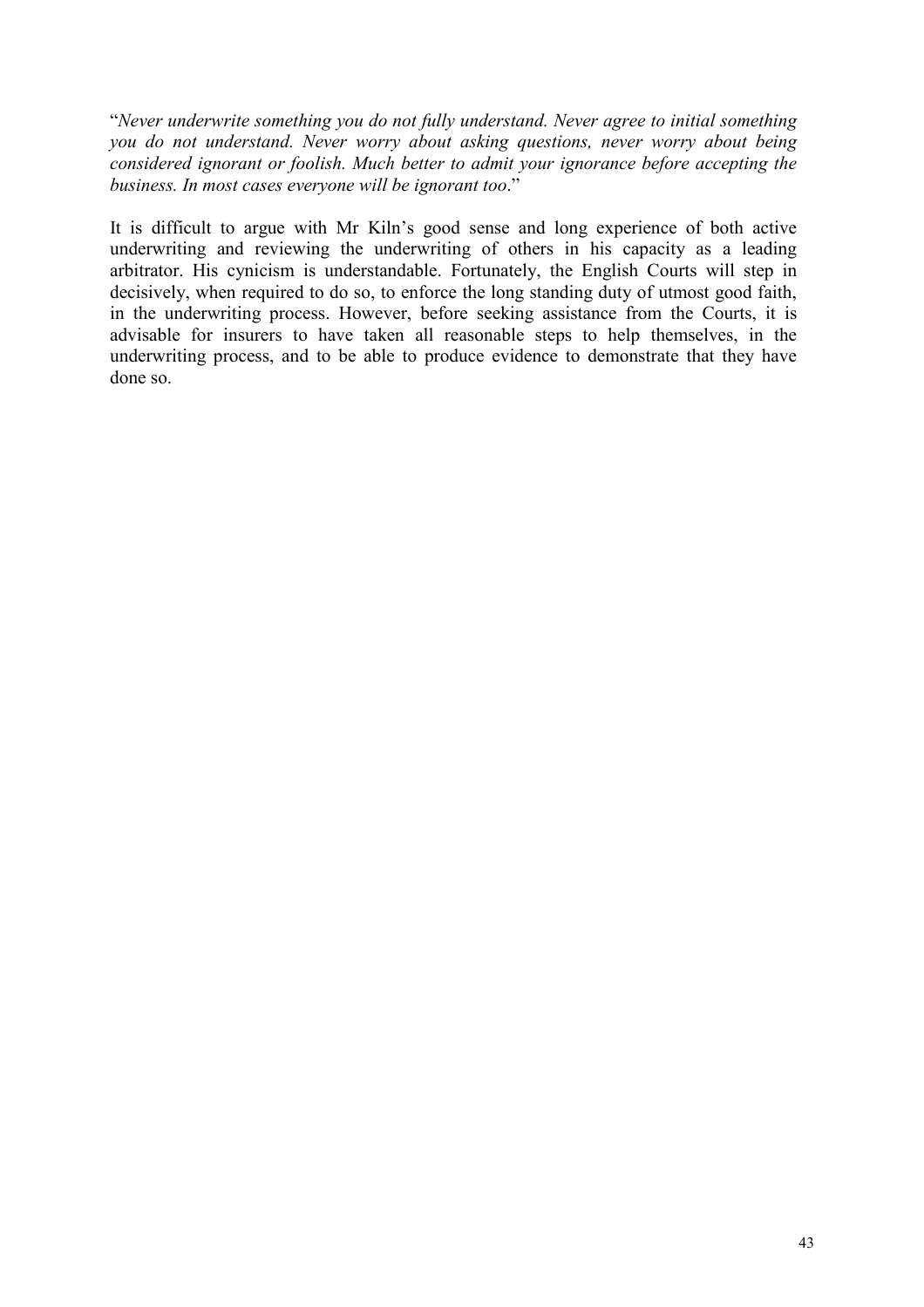"*Never underwrite something you do not fully understand. Never agree to initial something you do not understand. Never worry about asking questions, never worry about being considered ignorant or foolish. Much better to admit your ignorance before accepting the business. In most cases everyone will be ignorant too*."

It is difficult to argue with Mr Kiln's good sense and long experience of both active underwriting and reviewing the underwriting of others in his capacity as a leading arbitrator. His cynicism is understandable. Fortunately, the English Courts will step in decisively, when required to do so, to enforce the long standing duty of utmost good faith, in the underwriting process. However, before seeking assistance from the Courts, it is advisable for insurers to have taken all reasonable steps to help themselves, in the underwriting process, and to be able to produce evidence to demonstrate that they have done so.